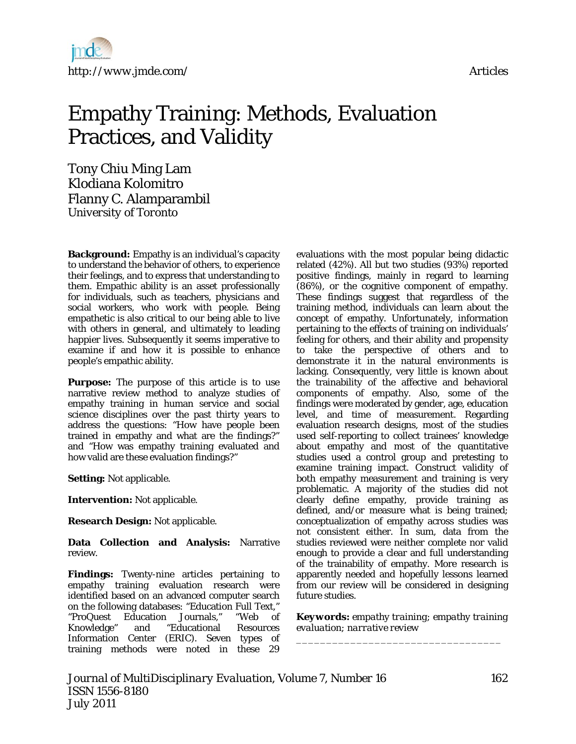# Empathy Training: Methods, Evaluation Practices, and Validity

Tony Chiu Ming Lam
Klodiana Kolomitro
Flanny C. Alamparambil
University of Toronto

**Background:** Empathy is an individual's capacity to understand the behavior of others, to experience their feelings, and to express that understanding to them. Empathic ability is an asset professionally for individuals, such as teachers, physicians and social workers, who work with people. Being empathetic is also critical to our being able to live with others in general, and ultimately to leading happier lives. Subsequently it seems imperative to examine if and how it is possible to enhance people's empathic ability.

**Purpose:** The purpose of this article is to use narrative review method to analyze studies of empathy training in human service and social science disciplines over the past thirty years to address the questions: "How have people been trained in empathy and what are the findings?" and "How was empathy training evaluated and how valid are these evaluation findings?"

**Setting:** Not applicable.

**Intervention:** Not applicable.

**Research Design:** Not applicable.

**Data Collection and Analysis:** Narrative review.

**Findings:** Twenty-nine articles pertaining to empathy training evaluation research were identified based on an advanced computer search on the following databases: "Education Full Text," "ProQuest Education Journals," "Web of Knowledge" and "Educational Resources Information Center (ERIC). Seven types of training methods were noted in these 29 evaluations with the most popular being didactic related (42%). All but two studies (93%) reported positive findings, mainly in regard to learning (86%), or the cognitive component of empathy. These findings suggest that regardless of the training method, individuals can learn about the concept of empathy. Unfortunately, information pertaining to the effects of training on individuals' feeling for others, and their ability and propensity to take the perspective of others and to demonstrate it in the natural environments is lacking. Consequently, very little is known about the trainability of the affective and behavioral components of empathy. Also, some of the findings were moderated by gender, age, education level, and time of measurement. Regarding evaluation research designs, most of the studies used self-reporting to collect trainees' knowledge about empathy and most of the quantitative studies used a control group and pretesting to examine training impact. Construct validity of both empathy measurement and training is very problematic. A majority of the studies did not clearly define empathy, provide training as defined, and/or measure what is being trained; conceptualization of empathy across studies was not consistent either. In sum, data from the studies reviewed were neither complete nor valid enough to provide a clear and full understanding of the trainability of empathy. More research is apparently needed and hopefully lessons learned from our review will be considered in designing future studies.

**Keywords:** *empathy training; empathy training evaluation; narrative review*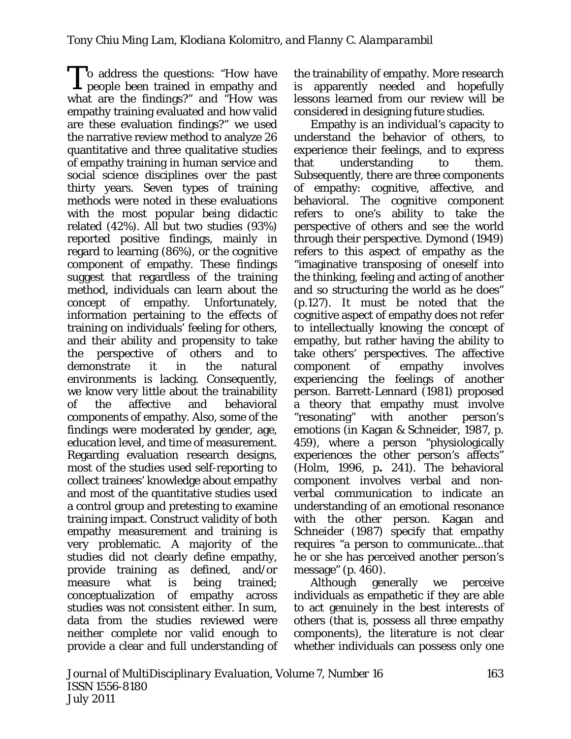To address the questions: "How have people been trained in empathy and what are the findings?" and "How was empathy training evaluated and how valid are these evaluation findings?" we used the narrative review method to analyze 26 quantitative and three qualitative studies of empathy training in human service and social science disciplines over the past thirty years. Seven types of training methods were noted in these evaluations with the most popular being didactic related (42%). All but two studies (93%) reported positive findings, mainly in regard to learning (86%), or the cognitive component of empathy. These findings suggest that regardless of the training method, individuals can learn about the concept of empathy. Unfortunately, information pertaining to the effects of training on individuals' feeling for others, and their ability and propensity to take the perspective of others and to demonstrate it in the natural environments is lacking. Consequently, we know very little about the trainability of the affective and behavioral components of empathy. Also, some of the findings were moderated by gender, age, education level, and time of measurement. Regarding evaluation research designs, most of the studies used self-reporting to collect trainees' knowledge about empathy and most of the quantitative studies used a control group and pretesting to examine training impact. Construct validity of both empathy measurement and training is very problematic. A majority of the studies did not clearly define empathy, provide training as defined, and/or measure what is being trained; conceptualization of empathy across studies was not consistent either. In sum, data from the studies reviewed were neither complete nor valid enough to provide a clear and full understanding of the trainability of empathy. More research is apparently needed and hopefully lessons learned from our review will be considered in designing future studies.

Empathy is an individual's capacity to understand the behavior of others, to experience their feelings, and to express that understanding to them. Subsequently, there are three components of empathy: cognitive, affective, and behavioral. The cognitive component refers to one's ability to take the perspective of others and see the world through their perspective. Dymond (1949) refers to this aspect of empathy as the "imaginative transposing of oneself into the thinking, feeling and acting of another and so structuring the world as he does" (p.127). It must be noted that the cognitive aspect of empathy does not refer to intellectually knowing the concept of empathy, but rather having the ability to take others' perspectives. The affective component of empathy involves experiencing the feelings of another person. Barrett-Lennard (1981) proposed a theory that empathy must involve "resonating" with another person's emotions (in Kagan & Schneider, 1987, p. 459), where a person "physiologically experiences the other person's affects" (Holm, 1996, p**.** 241). The behavioral component involves verbal and non-verbal communication to indicate an understanding of an emotional resonance with the other person. Kagan and Schneider (1987) specify that empathy requires "a person to communicate...that he or she has perceived another person's message" (p. 460).

Although generally we perceive individuals as empathetic if they are able to act genuinely in the best interests of others (that is, possess all three empathy components), the literature is not clear whether individuals can possess only one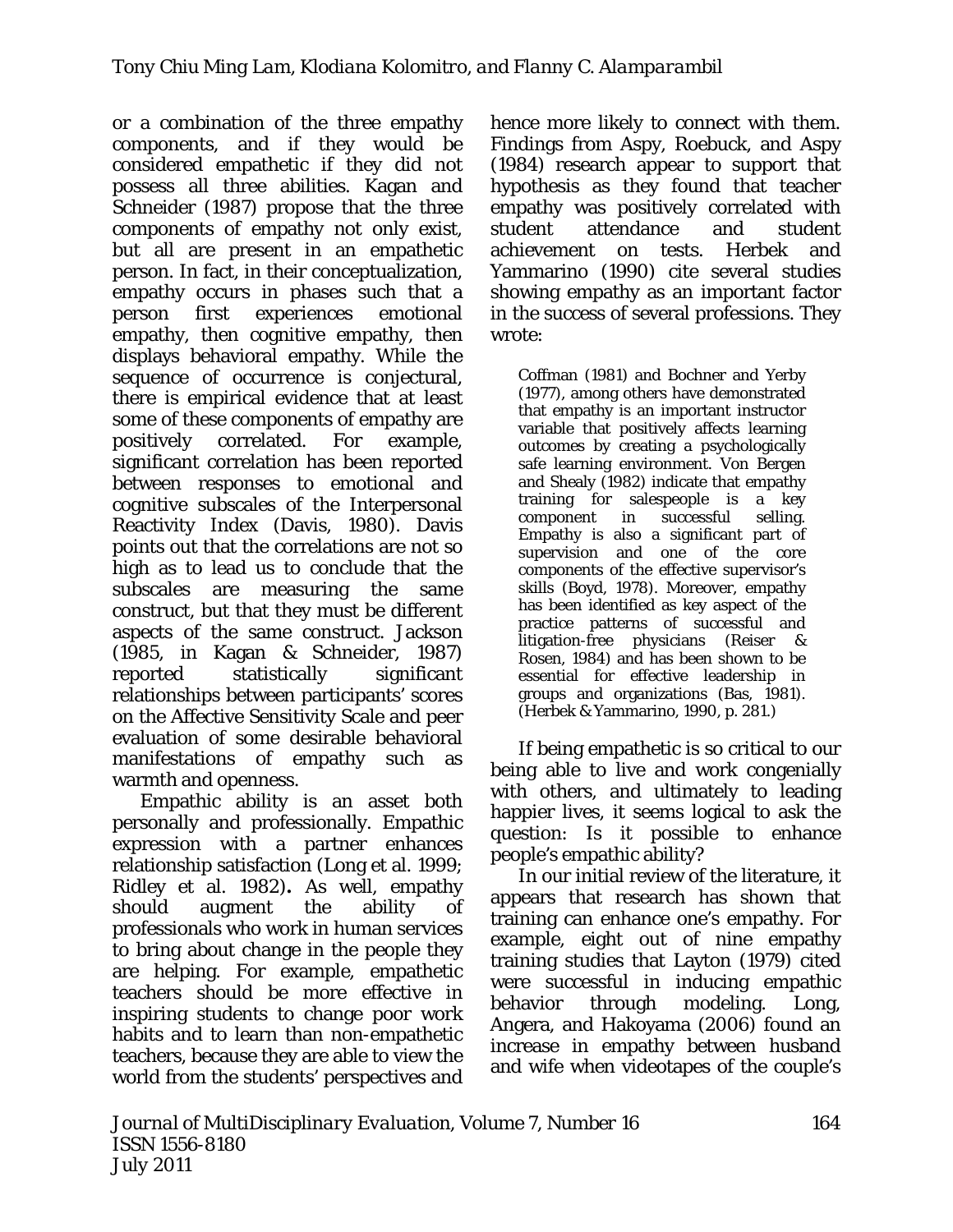or a combination of the three empathy components, and if they would be considered empathetic if they did not possess all three abilities. Kagan and Schneider (1987) propose that the three components of empathy not only exist, but all are present in an empathetic person. In fact, in their conceptualization, empathy occurs in phases such that a person first experiences emotional empathy, then cognitive empathy, then displays behavioral empathy. While the sequence of occurrence is conjectural, there is empirical evidence that at least some of these components of empathy are positively correlated. For example, significant correlation has been reported between responses to emotional and cognitive subscales of the Interpersonal Reactivity Index (Davis, 1980). Davis points out that the correlations are not so high as to lead us to conclude that the subscales are measuring the same construct, but that they must be different aspects of the same construct. Jackson (1985, in Kagan & Schneider, 1987) reported statistically significant relationships between participants' scores on the Affective Sensitivity Scale and peer evaluation of some desirable behavioral manifestations of empathy such as warmth and openness.

Empathic ability is an asset both personally and professionally. Empathic expression with a partner enhances relationship satisfaction (Long et al. 1999; Ridley et al. 1982). As well, empathy should augment the ability of professionals who work in human services to bring about change in the people they are helping. For example, empathetic teachers should be more effective in inspiring students to change poor work habits and to learn than non-empathetic teachers, because they are able to view the world from the students' perspectives and hence more likely to connect with them. Findings from Aspy, Roebuck, and Aspy (1984) research appear to support that hypothesis as they found that teacher empathy was positively correlated with student attendance and student achievement on tests. Herbek and Yammarino (1990) cite several studies showing empathy as an important factor in the success of several professions. They wrote:

> Coffman (1981) and Bochner and Yerby (1977), among others have demonstrated that empathy is an important instructor variable that positively affects learning outcomes by creating a psychologically safe learning environment. Von Bergen and Shealy (1982) indicate that empathy training for salespeople is a key component in successful selling. Empathy is also a significant part of supervision and one of the core components of the effective supervisor's skills (Boyd, 1978). Moreover, empathy has been identified as key aspect of the practice patterns of successful and litigation-free physicians (Reiser & Rosen, 1984) and has been shown to be essential for effective leadership in groups and organizations (Bas, 1981). (Herbek & Yammarino, 1990, p. 281.)

If being empathetic is so critical to our being able to live and work congenially with others, and ultimately to leading happier lives, it seems logical to ask the question: Is it possible to enhance people's empathic ability?

In our initial review of the literature, it appears that research has shown that training can enhance one's empathy. For example, eight out of nine empathy training studies that Layton (1979) cited were successful in inducing empathic behavior through modeling. Long, Angera, and Hakoyama (2006) found an increase in empathy between husband and wife when videotapes of the couple's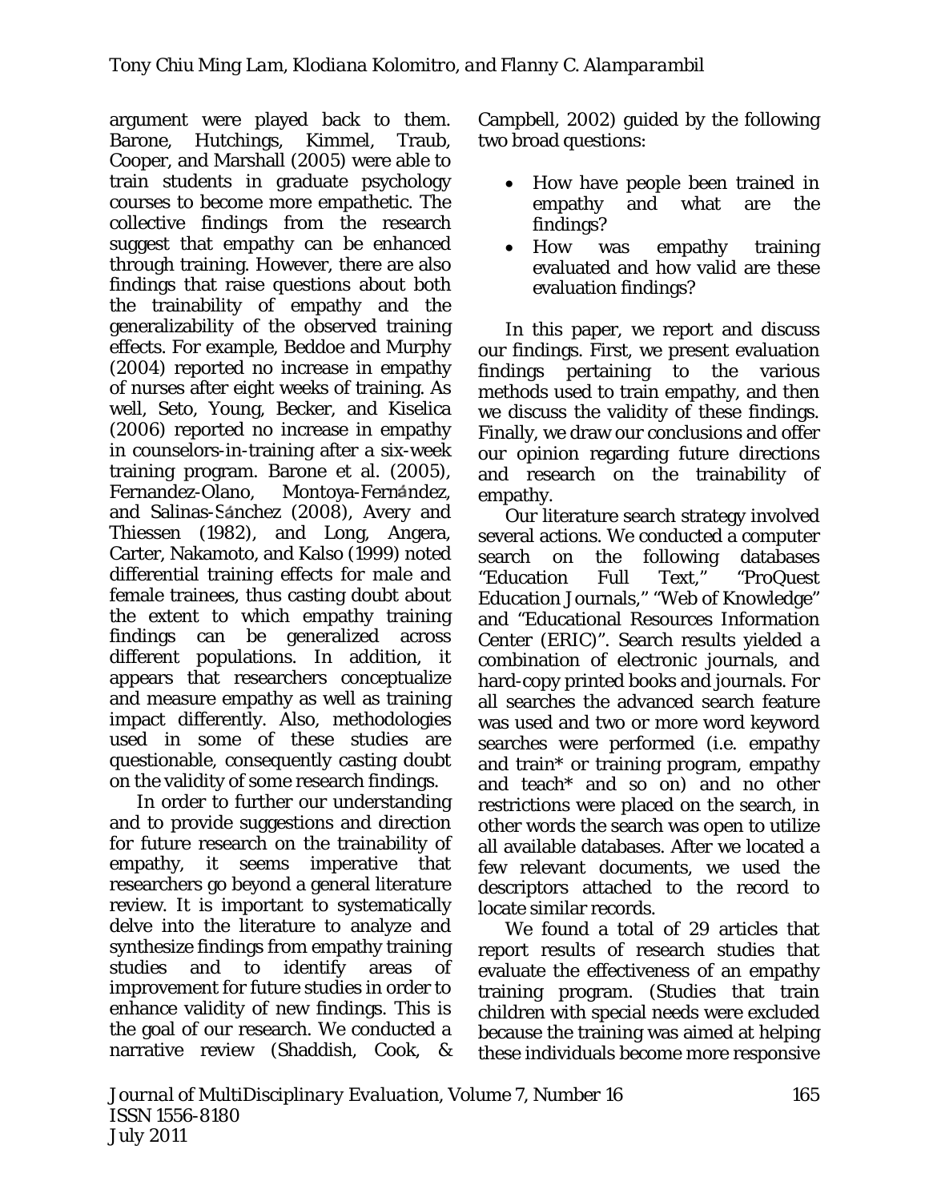argument were played back to them. Barone, Hutchings, Kimmel, Traub, Cooper, and Marshall (2005) were able to train students in graduate psychology courses to become more empathetic. The collective findings from the research suggest that empathy can be enhanced through training. However, there are also findings that raise questions about both the trainability of empathy and the generalizability of the observed training effects. For example, Beddoe and Murphy (2004) reported no increase in empathy of nurses after eight weeks of training. As well, Seto, Young, Becker, and Kiselica (2006) reported no increase in empathy in counselors-in-training after a six-week training program. Barone et al. (2005), Fernandez-Olano, Montoya-Fernández, and Salinas-Sánchez (2008), Avery and Thiessen (1982), and Long, Angera, Carter, Nakamoto, and Kalso (1999) noted differential training effects for male and female trainees, thus casting doubt about the extent to which empathy training findings can be generalized across different populations. In addition, it appears that researchers conceptualize and measure empathy as well as training impact differently. Also, methodologies used in some of these studies are questionable, consequently casting doubt on the validity of some research findings.

In order to further our understanding and to provide suggestions and direction for future research on the trainability of empathy, it seems imperative that researchers go beyond a general literature review. It is important to systematically delve into the literature to analyze and synthesize findings from empathy training studies and to identify areas of improvement for future studies in order to enhance validity of new findings. This is the goal of our research. We conducted a narrative review (Shaddish, Cook, & Campbell, 2002) guided by the following two broad questions:

- How have people been trained in empathy and what are the findings?
- How was empathy training evaluated and how valid are these evaluation findings?

In this paper, we report and discuss our findings. First, we present evaluation findings pertaining to the various methods used to train empathy, and then we discuss the validity of these findings. Finally, we draw our conclusions and offer our opinion regarding future directions and research on the trainability of empathy.

Our literature search strategy involved several actions. We conducted a computer search on the following databases "Education Full Text," "ProQuest Education Journals," "Web of Knowledge" and "Educational Resources Information Center (ERIC)". Search results yielded a combination of electronic journals, and hard-copy printed books and journals. For all searches the advanced search feature was used and two or more word keyword searches were performed (i.e. empathy and train* or training program, empathy and teach* and so on) and no other restrictions were placed on the search, in other words the search was open to utilize all available databases. After we located a few relevant documents, we used the descriptors attached to the record to locate similar records.

We found a total of 29 articles that report results of research studies that evaluate the effectiveness of an empathy training program. (Studies that train children with special needs were excluded because the training was aimed at helping these individuals become more responsive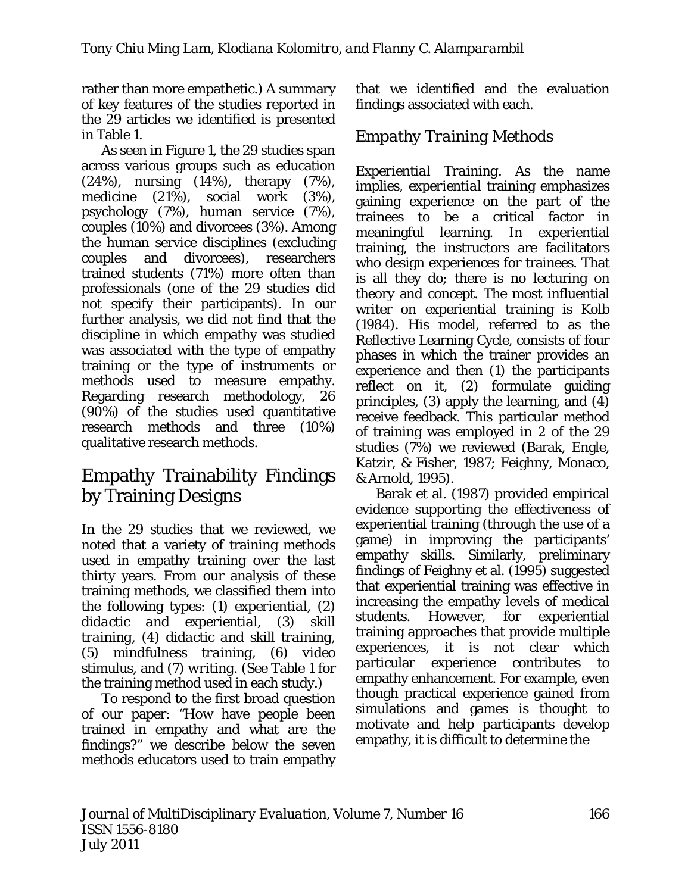rather than more empathetic.) A summary of key features of the studies reported in the 29 articles we identified is presented in Table 1.

As seen in Figure 1, the 29 studies span across various groups such as education (24%), nursing (14%), therapy (7%), medicine (21%), social work (3%), psychology (7%), human service (7%), couples (10%) and divorcees (3%). Among the human service disciplines (excluding couples and divorcees), researchers trained students (71%) more often than professionals (one of the 29 studies did not specify their participants). In our further analysis, we did not find that the discipline in which empathy was studied was associated with the type of empathy training or the type of instruments or methods used to measure empathy. Regarding research methodology, 26 (90%) of the studies used quantitative research methods and three (10%) qualitative research methods.

## Empathy Trainability Findings by Training Designs

In the 29 studies that we reviewed, we noted that a variety of training methods used in empathy training over the last thirty years. From our analysis of these training methods, we classified them into the following types: (1) *experiential*, (2) *didactic and experiential*, (3) *skill training*, (4) *didactic and skill training*, (5) *mindfulness training*, (6) *video stimulus*, and (7) *writing*. (See Table 1 for the training method used in each study.)

To respond to the first broad question of our paper: "How have people been trained in empathy and what are the findings?" we describe below the seven methods educators used to train empathy that we identified and the evaluation findings associated with each.

### Empathy Training Methods

*Experiential Training*. As the name implies, experiential training emphasizes gaining experience on the part of the trainees to be a critical factor in meaningful learning. In experiential training, the instructors are facilitators who design experiences for trainees. That is all they do; there is no lecturing on theory and concept. The most influential writer on experiential training is Kolb (1984). His model, referred to as the Reflective Learning Cycle, consists of four phases in which the trainer provides an experience and then (1) the participants reflect on it, (2) formulate guiding principles, (3) apply the learning, and (4) receive feedback. This particular method of training was employed in 2 of the 29 studies (7%) we reviewed (Barak, Engle, Katzir, & Fisher, 1987; Feighny, Monaco, & Arnold, 1995).

Barak et al. (1987) provided empirical evidence supporting the effectiveness of experiential training (through the use of a game) in improving the participants' empathy skills. Similarly, preliminary findings of Feighny et al. (1995) suggested that experiential training was effective in increasing the empathy levels of medical students. However, for experiential training approaches that provide multiple experiences, it is not clear which particular experience contributes to empathy enhancement. For example, even though practical experience gained from simulations and games is thought to motivate and help participants develop empathy, it is difficult to determine the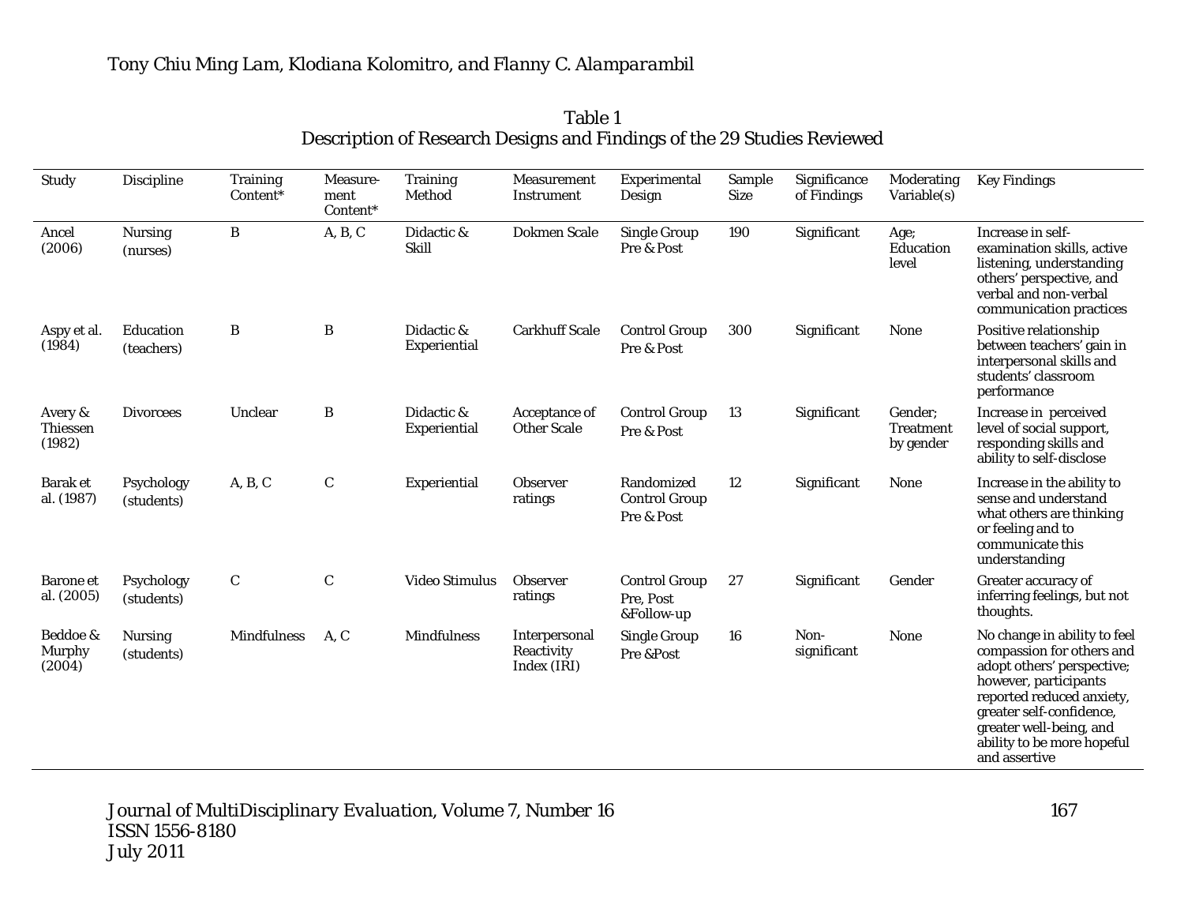Table 1
Description of Research Designs and Findings of the 29 Studies Reviewed

| Study | Discipline | Training Content* | Measure-ment Content* | Training Method | Measurement Instrument | Experimental Design | Sample Size | Significance of Findings | Moderating Variable(s) | Key Findings |
|---|---|---|---|---|---|---|---|---|---|---|
| Ancel (2006) | Nursing (nurses) | B | A, B, C | Didactic & Skill | Dokmen Scale | Single Group Pre & Post | 190 | Significant | Age; Education level | Increase in self-examination skills, active listening, understanding others' perspective, and verbal and non-verbal communication practices |
| Aspy et al. (1984) | Education (teachers) | B | B | Didactic & Experiential | Carkhuff Scale | Control Group Pre & Post | 300 | Significant | None | Positive relationship between teachers' gain in interpersonal skills and students' classroom performance |
| Avery & Thiessen (1982) | Divorcees | Unclear | B | Didactic & Experiential | Acceptance of Other Scale | Control Group Pre & Post | 13 | Significant | Gender; Treatment by gender | Increase in perceived level of social support, responding skills and ability to self-disclose |
| Barak et al. (1987) | Psychology (students) | A, B, C | C | Experiential | Observer ratings | Randomized Control Group Pre & Post | 12 | Significant | None | Increase in the ability to sense and understand what others are thinking or feeling and to communicate this understanding |
| Barone et al. (2005) | Psychology (students) | C | C | Video Stimulus | Observer ratings | Control Group Pre, Post &Follow-up | 27 | Significant | Gender | Greater accuracy of inferring feelings, but not thoughts. |
| Beddoe & Murphy (2004) | Nursing (students) | Mindfulness | A, C | Mindfulness | Interpersonal Reactivity Index (IRI) | Single Group Pre &Post | 16 | Non-significant | None | No change in ability to feel compassion for others and adopt others' perspective; however, participants reported reduced anxiety, greater self-confidence, greater well-being, and ability to be more hopeful and assertive |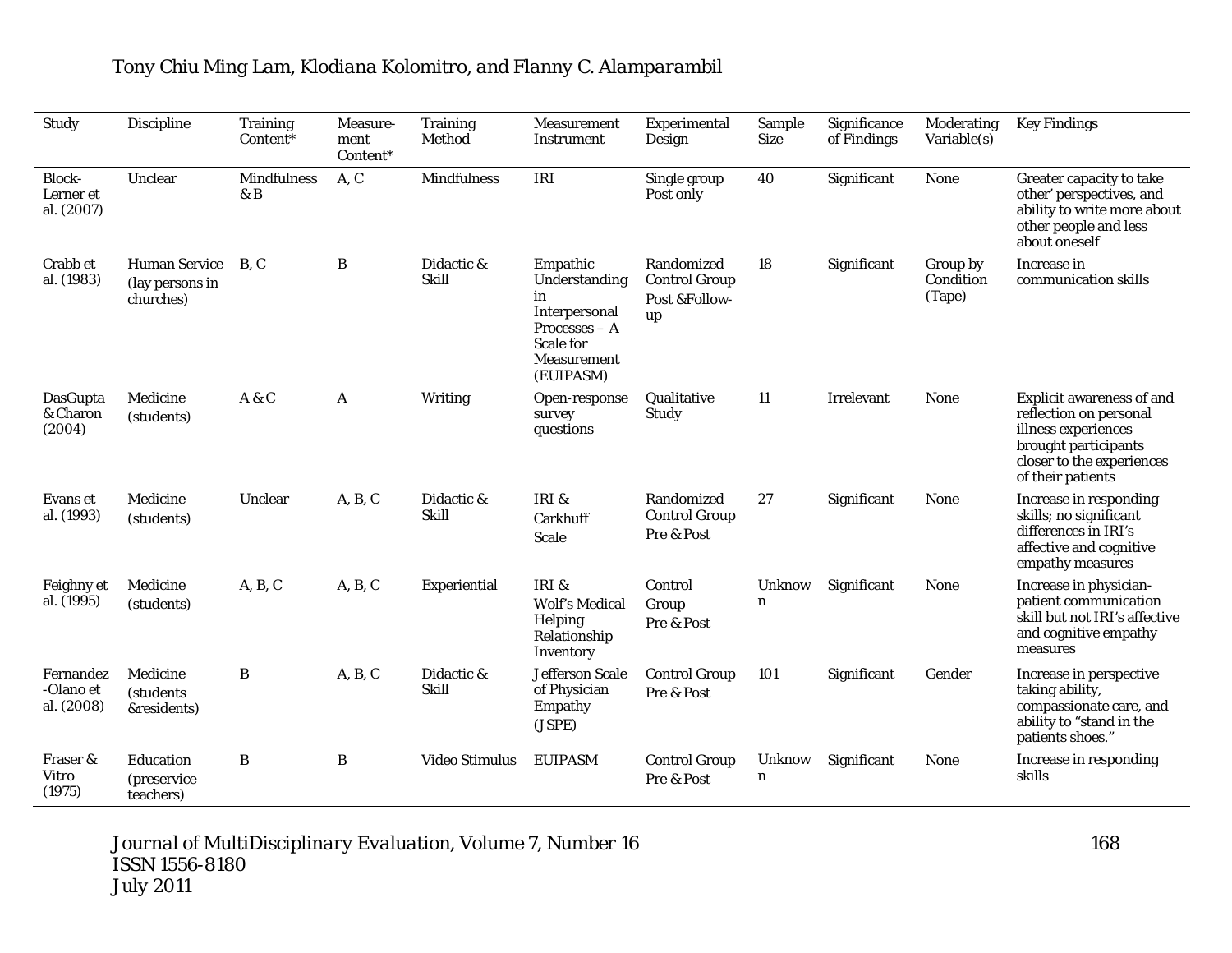| Study | Discipline | Training Content* | Measure-ment Content* | Training Method | Measurement Instrument | Experimental Design | Sample Size | Significance of Findings | Moderating Variable(s) | Key Findings |
|---|---|---|---|---|---|---|---|---|---|---|
| Block-Lerner et al. (2007) | Unclear | Mindfulness & B | A, C | Mindfulness | IRI | Single group Post only | 40 | Significant | None | Greater capacity to take other' perspectives, and ability to write more about other people and less about oneself |
| Crabb et al. (1983) | Human Service (lay persons in churches) | B, C | B | Didactic & Skill | Empathic Understanding in Interpersonal Processes – A Scale for Measurement (EUIPASM) | Randomized Control Group Post &Follow-up | 18 | Significant | Group by Condition (Tape) | Increase in communication skills |
| DasGupta & Charon (2004) | Medicine (students) | A & C | A | Writing | Open-response survey questions | Qualitative Study | 11 | Irrelevant | None | Explicit awareness of and reflection on personal illness experiences brought participants closer to the experiences of their patients |
| Evans et al. (1993) | Medicine (students) | Unclear | A, B, C | Didactic & Skill | IRI & Carkhuff Scale | Randomized Control Group Pre & Post | 27 | Significant | None | Increase in responding skills; no significant differences in IRI's affective and cognitive empathy measures |
| Feighny et al. (1995) | Medicine (students) | A, B, C | A, B, C | Experiential | IRI & Wolf's Medical Helping Relationship Inventory | Control Group Pre & Post | Unknown | Significant | None | Increase in physician-patient communication skill but not IRI's affective and cognitive empathy measures |
| Fernandez-Olano et al. (2008) | Medicine (students &residents) | B | A, B, C | Didactic & Skill | Jefferson Scale of Physician Empathy (JSPE) | Control Group Pre & Post | 101 | Significant | Gender | Increase in perspective taking ability, compassionate care, and ability to "stand in the patients shoes." |
| Fraser & Vitro (1975) | Education (preservice teachers) | B | B | Video Stimulus | EUIPASM | Control Group Pre & Post | Unknown | Significant | None | Increase in responding skills |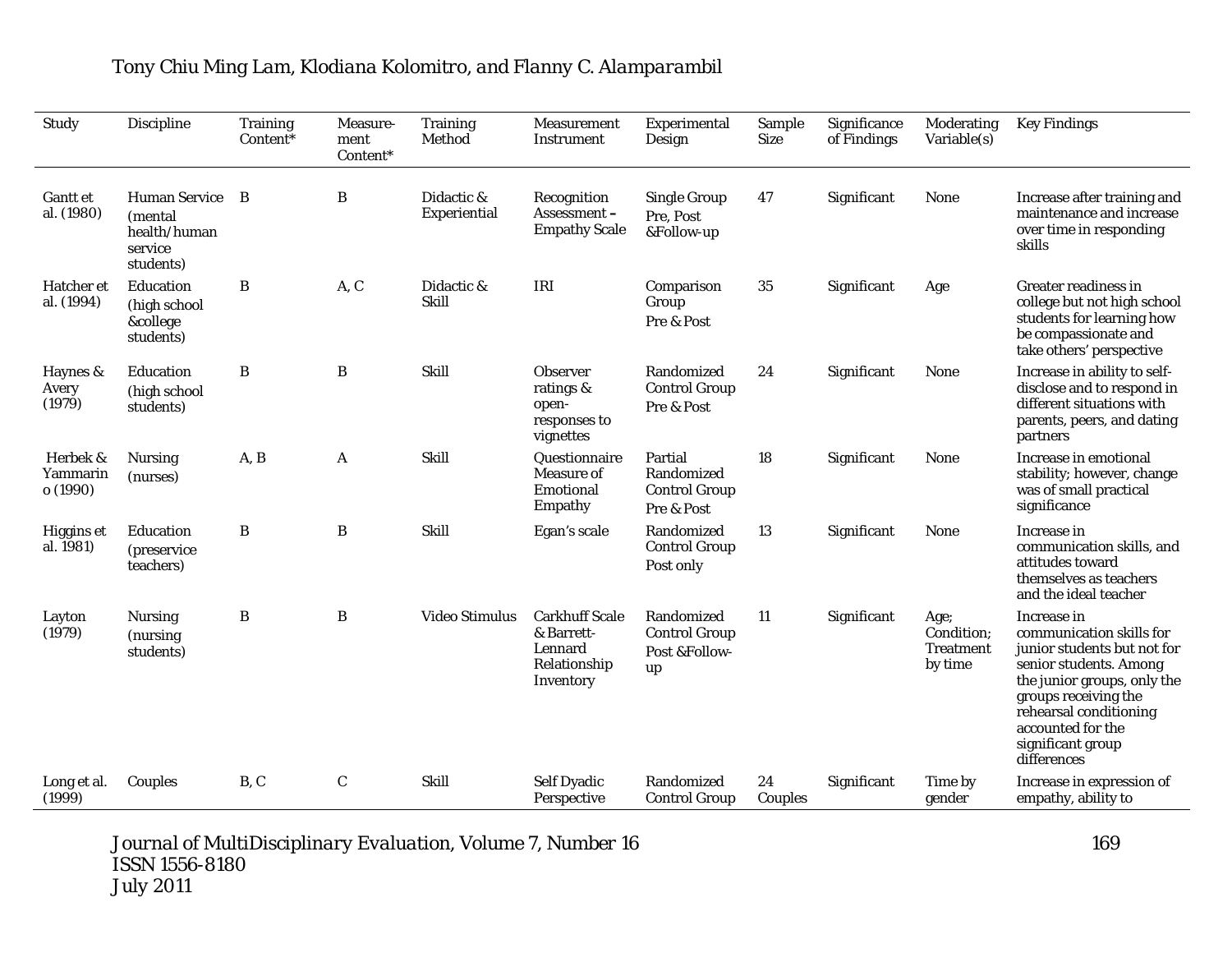| Study | Discipline | Training Content* | Measure-ment Content* | Training Method | Measurement Instrument | Experimental Design | Sample Size | Significance of Findings | Moderating Variable(s) | Key Findings |
|---|---|---|---|---|---|---|---|---|---|---|
| Gantt et al. (1980) | Human Service (mental health/human service students) | B | B | Didactic & Experiential | Recognition Assessment – Empathy Scale | Single Group Pre, Post &Follow-up | 47 | Significant | None | Increase after training and maintenance and increase over time in responding skills |
| Hatcher et al. (1994) | Education (high school &college students) | B | A, C | Didactic & Skill | IRI | Comparison Group Pre & Post | 35 | Significant | Age | Greater readiness in college but not high school students for learning how be compassionate and take others' perspective |
| Haynes & Avery (1979) | Education (high school students) | B | B | Skill | Observer ratings & open-responses to vignettes | Randomized Control Group Pre & Post | 24 | Significant | None | Increase in ability to self-disclose and to respond in different situations with parents, peers, and dating partners |
| Herbek & Yammarino (1990) | Nursing (nurses) | A, B | A | Skill | Questionnaire Measure of Emotional Empathy | Partial Randomized Control Group Pre & Post | 18 | Significant | None | Increase in emotional stability; however, change was of small practical significance |
| Higgins et al. 1981) | Education (preservice teachers) | B | B | Skill | Egan's scale | Randomized Control Group Post only | 13 | Significant | None | Increase in communication skills, and attitudes toward themselves as teachers and the ideal teacher |
| Layton (1979) | Nursing (nursing students) | B | B | Video Stimulus | Carkhuff Scale & Barrett-Lennard Relationship Inventory | Randomized Control Group Post &Follow-up | 11 | Significant | Age; Condition; Treatment by time | Increase in communication skills for junior students but not for senior students. Among the junior groups, only the groups receiving the rehearsal conditioning accounted for the significant group differences |
| Long et al. (1999) | Couples | B, C | C | Skill | Self Dyadic Perspective | Randomized Control Group | 24 Couples | Significant | Time by gender | Increase in expression of empathy, ability to |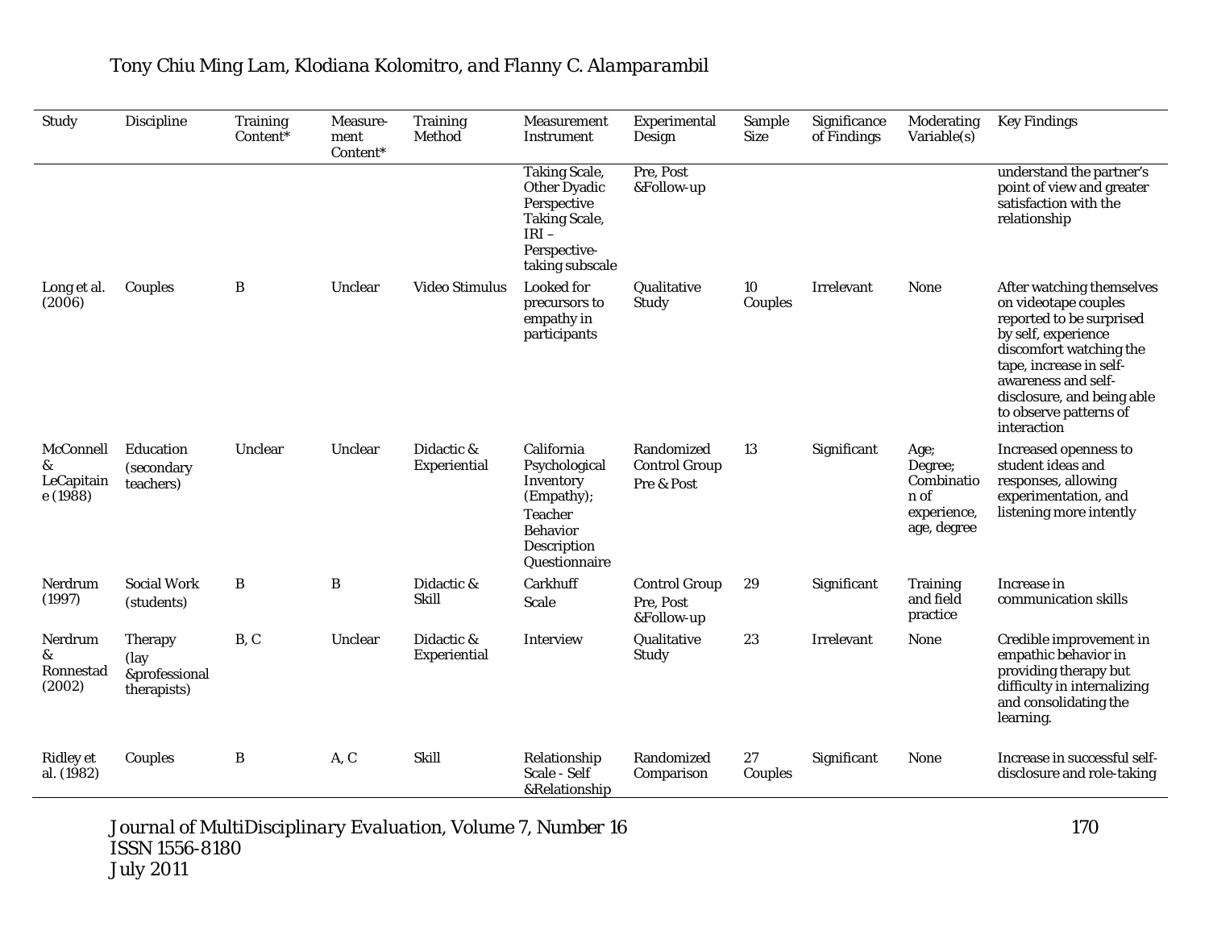| Study | Discipline | Training Content* | Measure-ment Content* | Training Method | Measurement Instrument | Experimental Design | Sample Size | Significance of Findings | Moderating Variable(s) | Key Findings |
|---|---|---|---|---|---|---|---|---|---|---|
| | | | | | Taking Scale, Other Dyadic Perspective Taking Scale, IRI – Perspective-taking subscale | Pre, Post &Follow-up | | | | understand the partner's point of view and greater satisfaction with the relationship |
| Long et al. (2006) | Couples | B | Unclear | Video Stimulus | Looked for precursors to empathy in participants | Qualitative Study | 10 Couples | Irrelevant | None | After watching themselves on videotape couples reported to be surprised by self, experience discomfort watching the tape, increase in self-awareness and self-disclosure, and being able to observe patterns of interaction |
| McConnell & LeCapitaine (1988) | Education (secondary teachers) | Unclear | Unclear | Didactic & Experiential | California Psychological Inventory (Empathy); Teacher Behavior Description Questionnaire | Randomized Control Group Pre & Post | 13 | Significant | Age; Degree; Combination of experience, age, degree | Increased openness to student ideas and responses, allowing experimentation, and listening more intently |
| Nerdrum (1997) | Social Work (students) | B | B | Didactic & Skill | Carkhuff Scale | Control Group Pre, Post &Follow-up | 29 | Significant | Training and field practice | Increase in communication skills |
| Nerdrum & Ronnestad (2002) | Therapy (lay &professional therapists) | B, C | Unclear | Didactic & Experiential | Interview | Qualitative Study | 23 | Irrelevant | None | Credible improvement in empathic behavior in providing therapy but difficulty in internalizing and consolidating the learning. |
| Ridley et al. (1982) | Couples | B | A, C | Skill | Relationship Scale - Self &Relationship | Randomized Comparison | 27 Couples | Significant | None | Increase in successful self-disclosure and role-taking |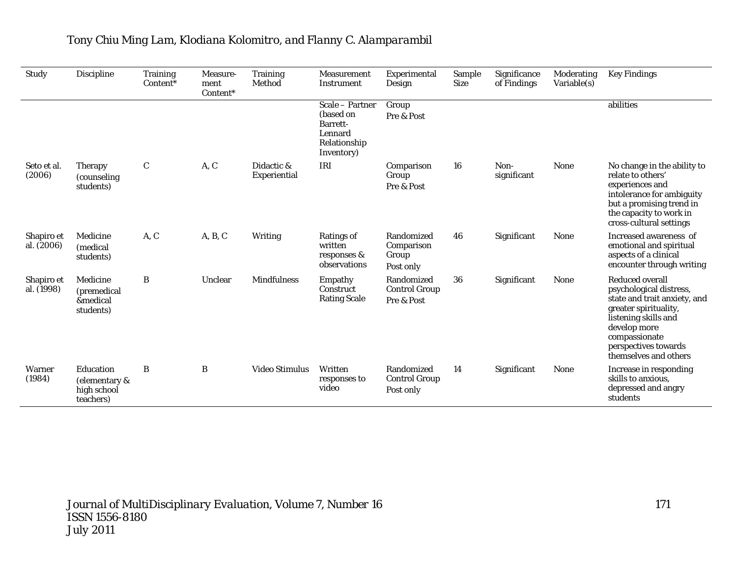| Study | Discipline | Training Content* | Measure-ment Content* | Training Method | Measurement Instrument | Experimental Design | Sample Size | Significance of Findings | Moderating Variable(s) | Key Findings |
|---|---|---|---|---|---|---|---|---|---|---|
| | | | | | Scale – Partner (based on Barrett-Lennard Relationship Inventory) | Group Pre & Post | | | | abilities |
| Seto et al. (2006) | Therapy (counseling students) | C | A, C | Didactic & Experiential | IRI | Comparison Group Pre & Post | 16 | Non-significant | None | No change in the ability to relate to others' experiences and intolerance for ambiguity but a promising trend in the capacity to work in cross-cultural settings |
| Shapiro et al. (2006) | Medicine (medical students) | A, C | A, B, C | Writing | Ratings of written responses & observations | Randomized Comparison Group Post only | 46 | Significant | None | Increased awareness of emotional and spiritual aspects of a clinical encounter through writing |
| Shapiro et al. (1998) | Medicine (premedical &medical students) | B | Unclear | Mindfulness | Empathy Construct Rating Scale | Randomized Control Group Pre & Post | 36 | Significant | None | Reduced overall psychological distress, state and trait anxiety, and greater spirituality, listening skills and develop more compassionate perspectives towards themselves and others |
| Warner (1984) | Education (elementary & high school teachers) | B | B | Video Stimulus | Written responses to video | Randomized Control Group Post only | 14 | Significant | None | Increase in responding skills to anxious, depressed and angry students |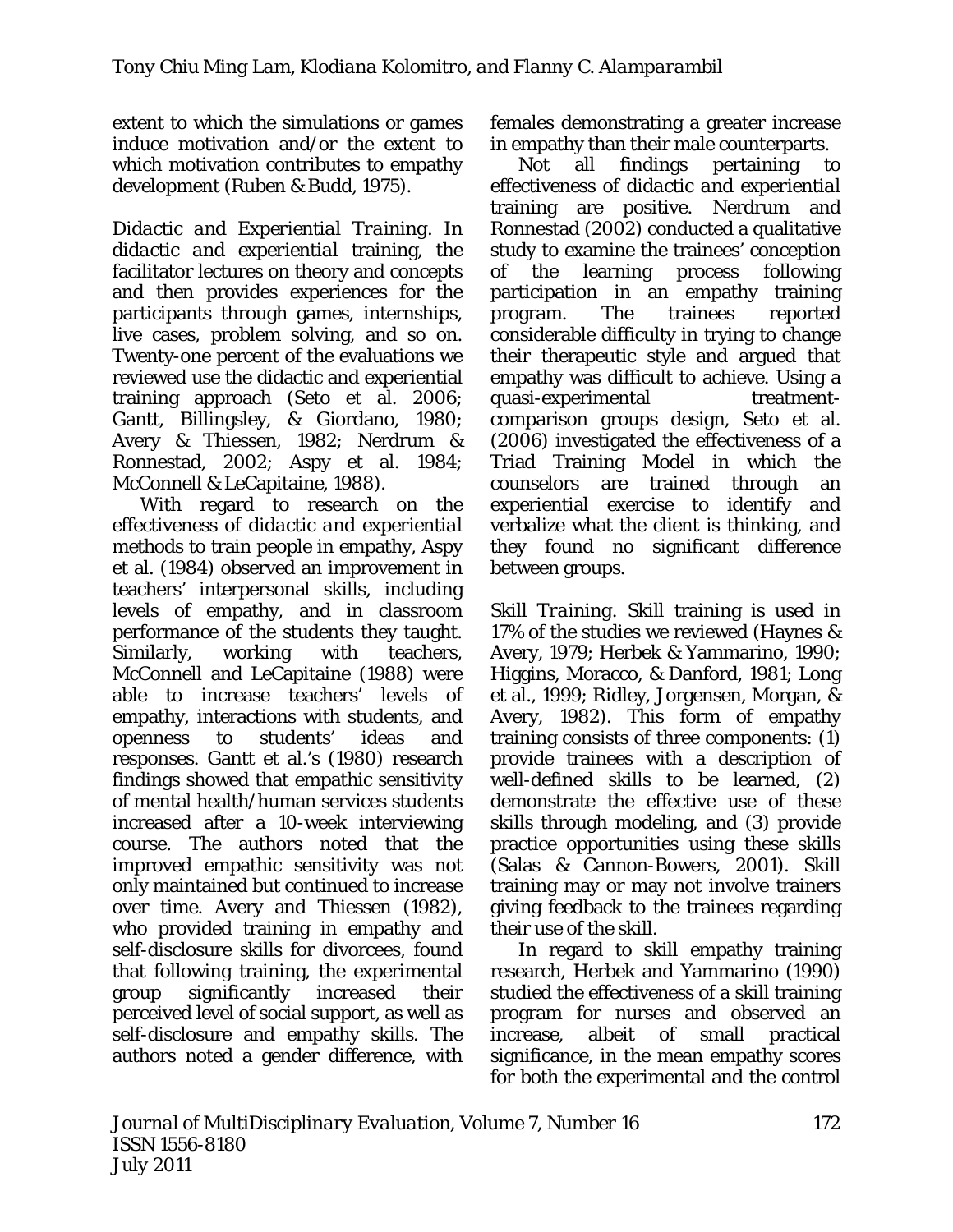extent to which the simulations or games induce motivation and/or the extent to which motivation contributes to empathy development (Ruben & Budd, 1975).

*Didactic and Experiential Training*. In *didactic and experiential* training, the facilitator lectures on theory and concepts and then provides experiences for the participants through games, internships, live cases, problem solving, and so on. Twenty-one percent of the evaluations we reviewed use the didactic and experiential training approach (Seto et al. 2006; Gantt, Billingsley, & Giordano, 1980; Avery & Thiessen, 1982; Nerdrum & Ronnestad, 2002; Aspy et al. 1984; McConnell & LeCapitaine, 1988).

With regard to research on the effectiveness of *didactic and experiential* methods to train people in empathy, Aspy et al. (1984) observed an improvement in teachers' interpersonal skills, including levels of empathy, and in classroom performance of the students they taught. Similarly, working with teachers, McConnell and LeCapitaine (1988) were able to increase teachers' levels of empathy, interactions with students, and openness to students' ideas and responses. Gantt et al.'s (1980) research findings showed that empathic sensitivity of mental health/human services students increased after a 10-week interviewing course. The authors noted that the improved empathic sensitivity was not only maintained but continued to increase over time. Avery and Thiessen (1982), who provided training in empathy and self-disclosure skills for divorcees, found that following training, the experimental group significantly increased their perceived level of social support, as well as self-disclosure and empathy skills. The authors noted a gender difference, with females demonstrating a greater increase in empathy than their male counterparts.

Not all findings pertaining to effectiveness of *didactic and experiential* training are positive. Nerdrum and Ronnestad (2002) conducted a qualitative study to examine the trainees' conception of the learning process following participation in an empathy training program. The trainees reported considerable difficulty in trying to change their therapeutic style and argued that empathy was difficult to achieve. Using a quasi-experimental treatment-comparison groups design, Seto et al. (2006) investigated the effectiveness of a Triad Training Model in which the counselors are trained through an experiential exercise to identify and verbalize what the client is thinking, and they found no significant difference between groups.

*Skill Training*. Skill training is used in 17% of the studies we reviewed (Haynes & Avery, 1979; Herbek & Yammarino, 1990; Higgins, Moracco, & Danford, 1981; Long et al., 1999; Ridley, Jorgensen, Morgan, & Avery, 1982). This form of empathy training consists of three components: (1) provide trainees with a description of well-defined skills to be learned, (2) demonstrate the effective use of these skills through modeling, and (3) provide practice opportunities using these skills (Salas & Cannon-Bowers, 2001). Skill training may or may not involve trainers giving feedback to the trainees regarding their use of the skill.

In regard to skill empathy training research, Herbek and Yammarino (1990) studied the effectiveness of a skill training program for nurses and observed an increase, albeit of small practical significance, in the mean empathy scores for both the experimental and the control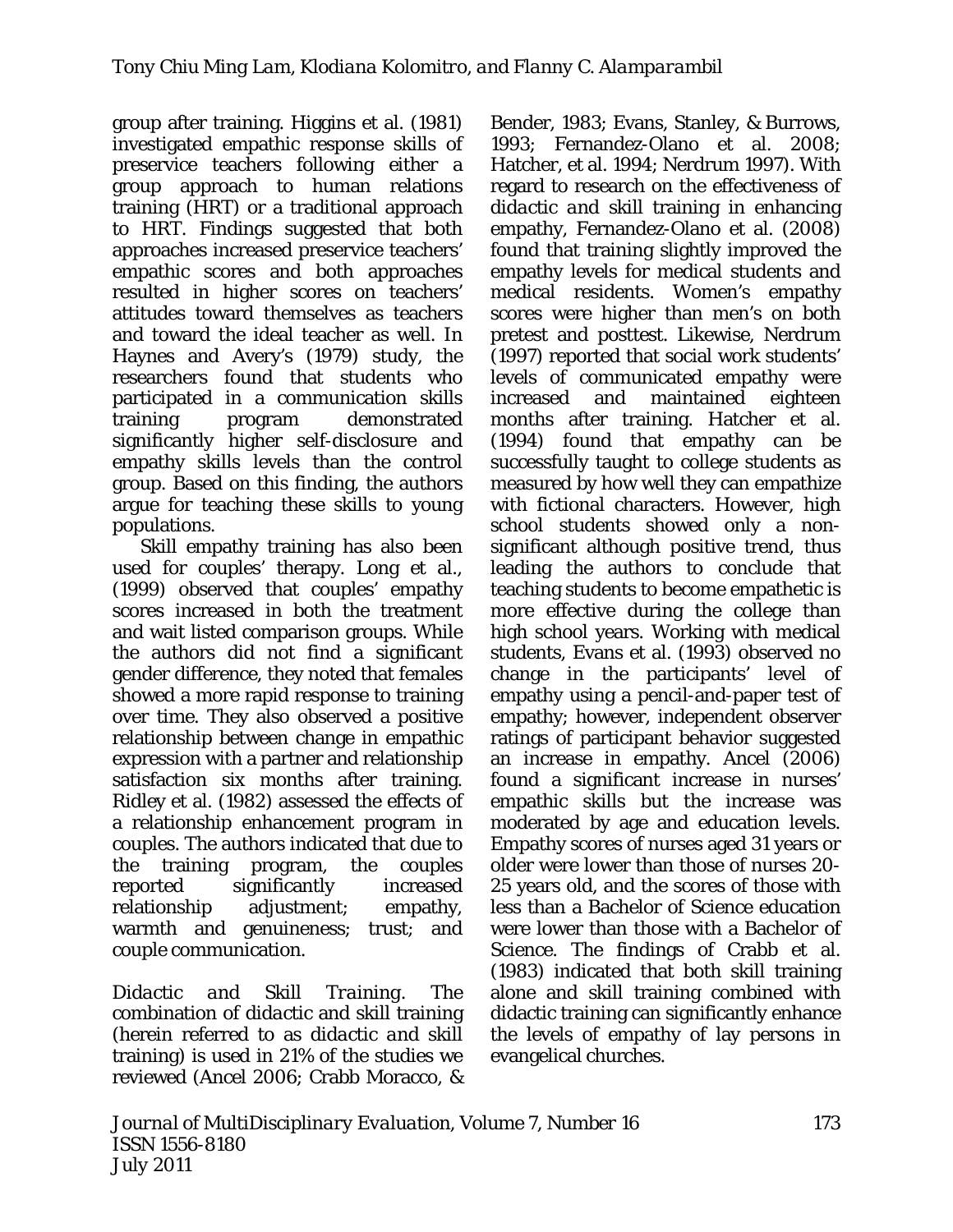group after training. Higgins et al. (1981) investigated empathic response skills of preservice teachers following either a group approach to human relations training (HRT) or a traditional approach to HRT. Findings suggested that both approaches increased preservice teachers' empathic scores and both approaches resulted in higher scores on teachers' attitudes toward themselves as teachers and toward the ideal teacher as well. In Haynes and Avery's (1979) study, the researchers found that students who participated in a communication skills training program demonstrated significantly higher self-disclosure and empathy skills levels than the control group. Based on this finding, the authors argue for teaching these skills to young populations.

Skill empathy training has also been used for couples' therapy. Long et al., (1999) observed that couples' empathy scores increased in both the treatment and wait listed comparison groups. While the authors did not find a significant gender difference, they noted that females showed a more rapid response to training over time. They also observed a positive relationship between change in empathic expression with a partner and relationship satisfaction six months after training. Ridley et al. (1982) assessed the effects of a relationship enhancement program in couples. The authors indicated that due to the training program, the couples reported significantly increased relationship adjustment; empathy, warmth and genuineness; trust; and couple communication.

*Didactic and Skill Training.* The combination of didactic and skill training (herein referred to as *didactic and skill training*) is used in 21% of the studies we reviewed (Ancel 2006; Crabb Moracco, & Bender, 1983; Evans, Stanley, & Burrows, 1993; Fernandez-Olano et al. 2008; Hatcher, et al. 1994; Nerdrum 1997). With regard to research on the effectiveness of *didactic and skill training* in enhancing empathy, Fernandez-Olano et al. (2008) found that training slightly improved the empathy levels for medical students and medical residents. Women's empathy scores were higher than men's on both pretest and posttest. Likewise, Nerdrum (1997) reported that social work students' levels of communicated empathy were increased and maintained eighteen months after training. Hatcher et al. (1994) found that empathy can be successfully taught to college students as measured by how well they can empathize with fictional characters. However, high school students showed only a non-significant although positive trend, thus leading the authors to conclude that teaching students to become empathetic is more effective during the college than high school years. Working with medical students, Evans et al. (1993) observed no change in the participants' level of empathy using a pencil-and-paper test of empathy; however, independent observer ratings of participant behavior suggested an increase in empathy. Ancel (2006) found a significant increase in nurses' empathic skills but the increase was moderated by age and education levels. Empathy scores of nurses aged 31 years or older were lower than those of nurses 20-25 years old, and the scores of those with less than a Bachelor of Science education were lower than those with a Bachelor of Science. The findings of Crabb et al. (1983) indicated that both skill training alone and skill training combined with didactic training can significantly enhance the levels of empathy of lay persons in evangelical churches.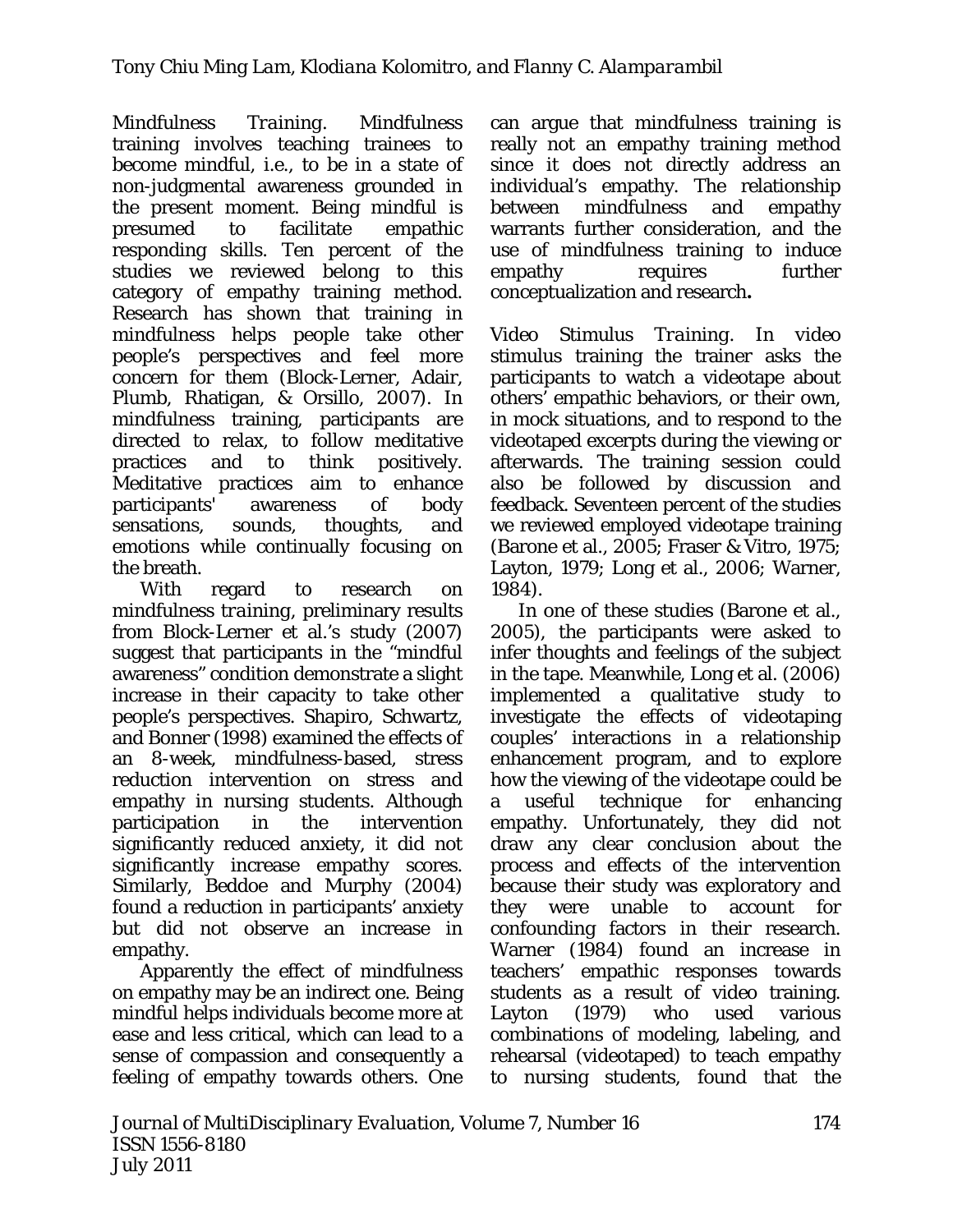*Mindfulness Training.* Mindfulness training involves teaching trainees to become mindful, i.e., to be in a state of non-judgmental awareness grounded in the present moment. Being mindful is presumed to facilitate empathic responding skills. Ten percent of the studies we reviewed belong to this category of empathy training method. Research has shown that training in mindfulness helps people take other people's perspectives and feel more concern for them (Block-Lerner, Adair, Plumb, Rhatigan, & Orsillo, 2007). In mindfulness training, participants are directed to relax, to follow meditative practices and to think positively. Meditative practices aim to enhance participants' awareness of body sensations, sounds, thoughts, and emotions while continually focusing on the breath.

With regard to research on mindfulness *training*, preliminary results from Block-Lerner et al.'s study (2007) suggest that participants in the "mindful awareness" condition demonstrate a slight increase in their capacity to take other people's perspectives. Shapiro, Schwartz, and Bonner (1998) examined the effects of an 8-week, mindfulness-based, stress reduction intervention on stress and empathy in nursing students. Although participation in the intervention significantly reduced anxiety, it did not significantly increase empathy scores. Similarly, Beddoe and Murphy (2004) found a reduction in participants' anxiety but did not observe an increase in empathy.

Apparently the effect of mindfulness on empathy may be an indirect one. Being mindful helps individuals become more at ease and less critical, which can lead to a sense of compassion and consequently a feeling of empathy towards others. One can argue that mindfulness training is really not an empathy training method since it does not directly address an individual's empathy. The relationship between mindfulness and empathy warrants further consideration, and the use of mindfulness training to induce empathy requires further conceptualization and research**.**

*Video Stimulus Training.* In video stimulus training the trainer asks the participants to watch a videotape about others' empathic behaviors, or their own, in mock situations, and to respond to the videotaped excerpts during the viewing or afterwards. The training session could also be followed by discussion and feedback. Seventeen percent of the studies we reviewed employed videotape training (Barone et al., 2005; Fraser & Vitro, 1975; Layton, 1979; Long et al., 2006; Warner, 1984).

In one of these studies (Barone et al., 2005), the participants were asked to infer thoughts and feelings of the subject in the tape. Meanwhile, Long et al. (2006) implemented a qualitative study to investigate the effects of videotaping couples' interactions in a relationship enhancement program, and to explore how the viewing of the videotape could be a useful technique for enhancing empathy. Unfortunately, they did not draw any clear conclusion about the process and effects of the intervention because their study was exploratory and they were unable to account for confounding factors in their research. Warner (1984) found an increase in teachers' empathic responses towards students as a result of video training. Layton (1979) who used various combinations of modeling, labeling, and rehearsal (videotaped) to teach empathy to nursing students, found that the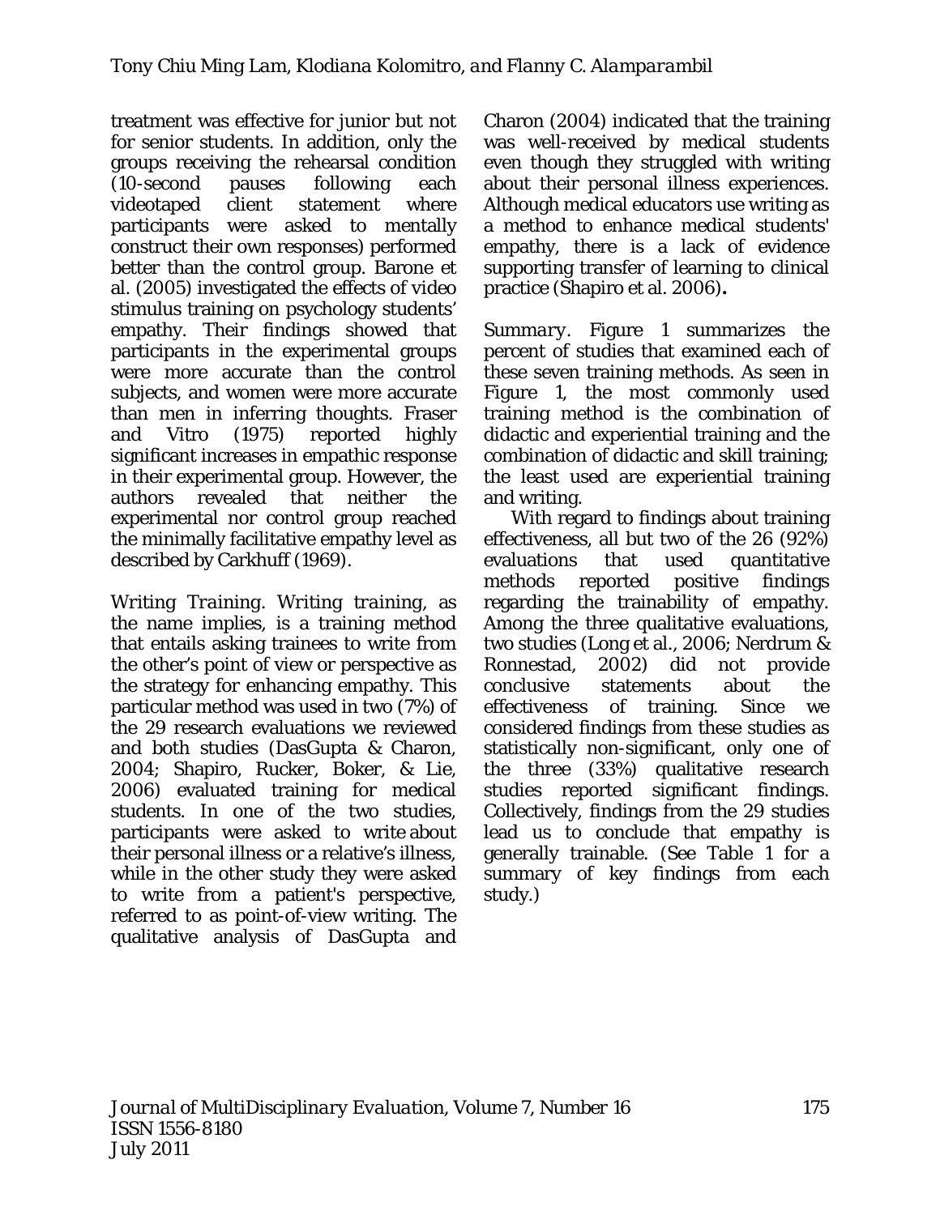treatment was effective for junior but not for senior students. In addition, only the groups receiving the rehearsal condition (10-second pauses following each videotaped client statement where participants were asked to mentally construct their own responses) performed better than the control group. Barone et al. (2005) investigated the effects of video stimulus training on psychology students' empathy. Their findings showed that participants in the experimental groups were more accurate than the control subjects, and women were more accurate than men in inferring thoughts. Fraser and Vitro (1975) reported highly significant increases in empathic response in their experimental group. However, the authors revealed that neither the experimental nor control group reached the minimally facilitative empathy level as described by Carkhuff (1969).

*Writing Training.* Writing training, as the name implies, is a training method that entails asking trainees to write from the other's point of view or perspective as the strategy for enhancing empathy. This particular method was used in two (7%) of the 29 research evaluations we reviewed and both studies (DasGupta & Charon, 2004; Shapiro, Rucker, Boker, & Lie, 2006) evaluated training for medical students. In one of the two studies, participants were asked to write about their personal illness or a relative's illness, while in the other study they were asked to write from a patient's perspective, referred to as point-of-view writing. The qualitative analysis of DasGupta and Charon (2004) indicated that the training was well-received by medical students even though they struggled with writing about their personal illness experiences. Although medical educators use writing as a method to enhance medical students' empathy, there is a lack of evidence supporting transfer of learning to clinical practice (Shapiro et al. 2006).

*Summary.* Figure 1 summarizes the percent of studies that examined each of these seven training methods. As seen in Figure 1, the most commonly used training method is the combination of didactic and experiential training and the combination of didactic and skill training; the least used are experiential training and writing.

With regard to findings about training effectiveness, all but two of the 26 (92%) evaluations that used quantitative methods reported positive findings regarding the trainability of empathy. Among the three qualitative evaluations, two studies (Long et al., 2006; Nerdrum & Ronnestad, 2002) did not provide conclusive statements about the effectiveness of training. Since we considered findings from these studies as statistically non-significant, only one of the three (33%) qualitative research studies reported significant findings. Collectively, findings from the 29 studies lead us to conclude that empathy is generally trainable. (See Table 1 for a summary of key findings from each study.)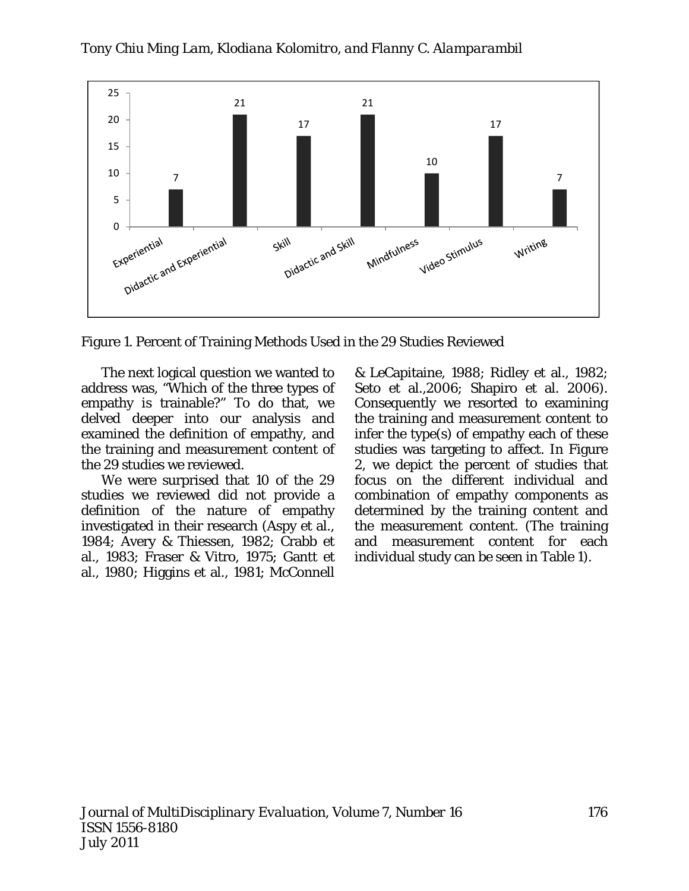Figure 1. Percent of Training Methods Used in the 29 Studies Reviewed

The next logical question we wanted to address was, "Which of the three types of empathy is trainable?" To do that, we delved deeper into our analysis and examined the definition of empathy, and the training and measurement content of the 29 studies we reviewed.

We were surprised that 10 of the 29 studies we reviewed did not provide a definition of the nature of empathy investigated in their research (Aspy et al., 1984; Avery & Thiessen, 1982; Crabb et al., 1983; Fraser & Vitro, 1975; Gantt et al., 1980; Higgins et al., 1981; McConnell & LeCapitaine, 1988; Ridley et al., 1982; Seto et al.,2006; Shapiro et al. 2006). Consequently we resorted to examining the training and measurement content to infer the type(s) of empathy each of these studies was targeting to affect. In Figure 2, we depict the percent of studies that focus on the different individual and combination of empathy components as determined by the training content and the measurement content. (The training and measurement content for each individual study can be seen in Table 1).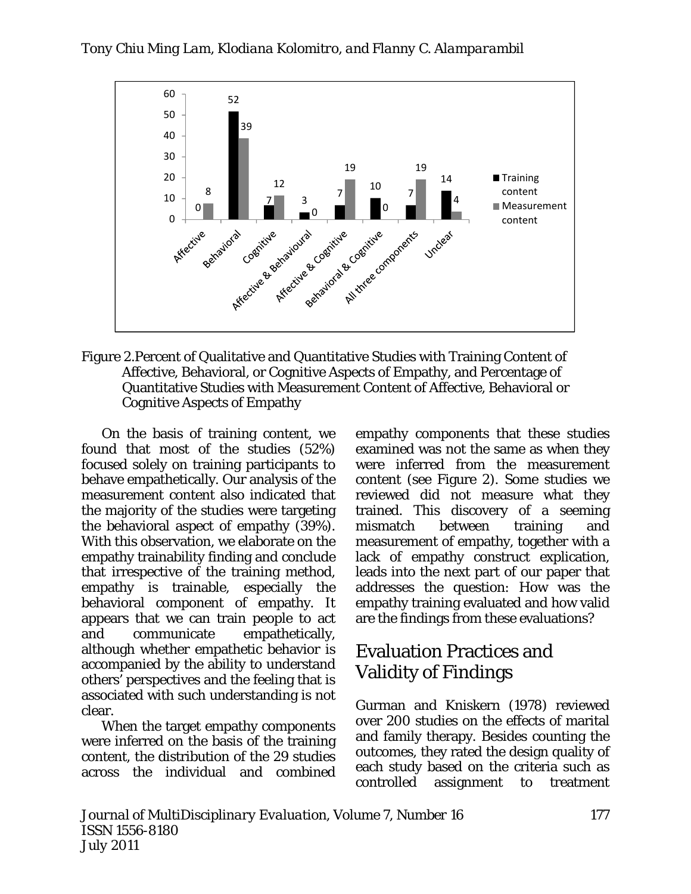Figure 2.Percent of Qualitative and Quantitative Studies with Training Content of Affective, Behavioral, or Cognitive Aspects of Empathy, and Percentage of Quantitative Studies with Measurement Content of Affective, Behavioral or Cognitive Aspects of Empathy

On the basis of training content, we found that most of the studies (52%) focused solely on training participants to behave empathetically. Our analysis of the measurement content also indicated that the majority of the studies were targeting the behavioral aspect of empathy (39%). With this observation, we elaborate on the empathy trainability finding and conclude that irrespective of the training method, empathy is trainable, especially the behavioral component of empathy. It appears that we can train people to act and communicate empathetically, although whether empathetic behavior is accompanied by the ability to understand others' perspectives and the feeling that is associated with such understanding is not clear.

When the target empathy components were inferred on the basis of the training content, the distribution of the 29 studies across the individual and combined empathy components that these studies examined was not the same as when they were inferred from the measurement content (see Figure 2). Some studies we reviewed did not measure what they trained. This discovery of a seeming mismatch between training and measurement of empathy, together with a lack of empathy construct explication, leads into the next part of our paper that addresses the question: How was the empathy training evaluated and how valid are the findings from these evaluations?

## Evaluation Practices and Validity of Findings

Gurman and Kniskern (1978) reviewed over 200 studies on the effects of marital and family therapy. Besides counting the outcomes, they rated the design quality of each study based on the criteria such as controlled assignment to treatment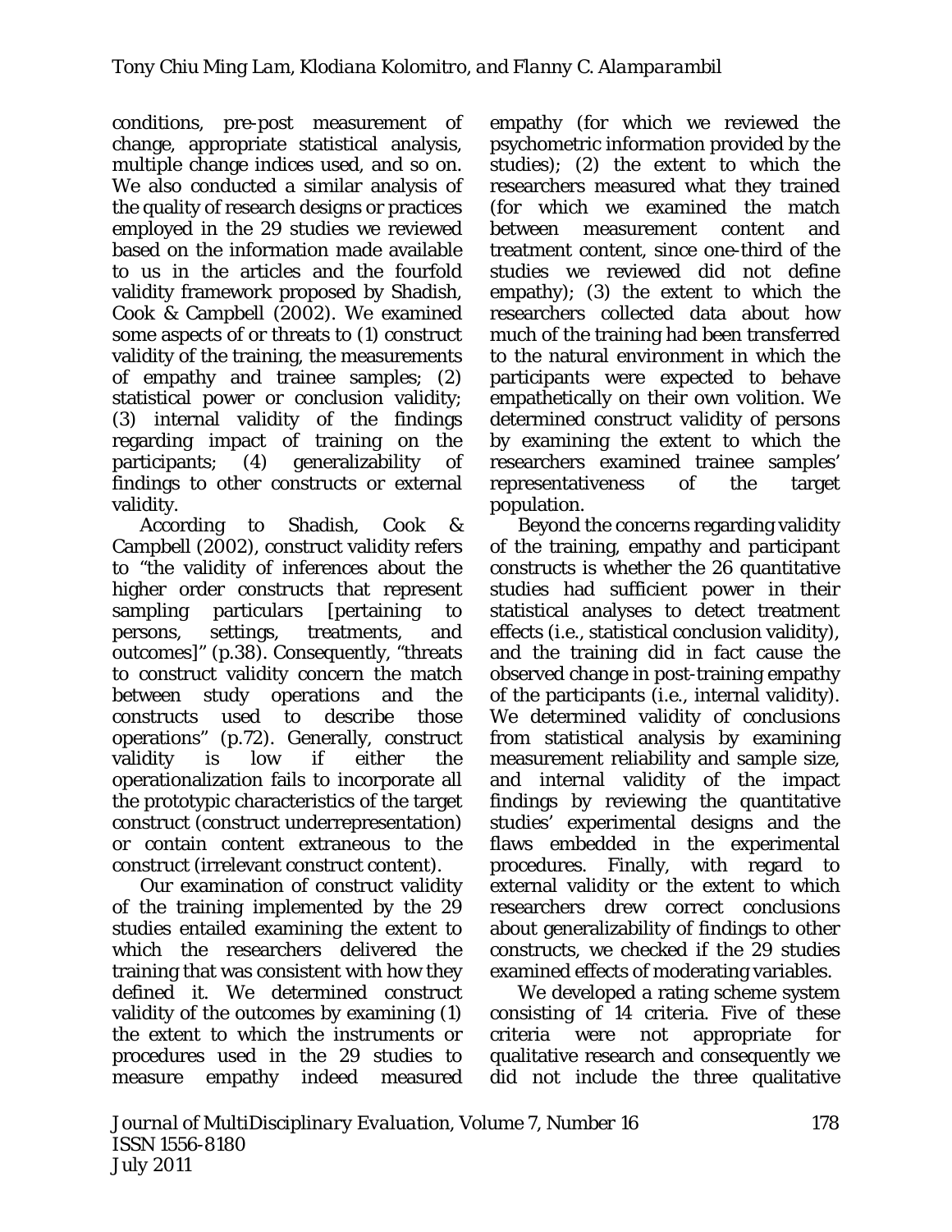conditions, pre-post measurement of change, appropriate statistical analysis, multiple change indices used, and so on. We also conducted a similar analysis of the quality of research designs or practices employed in the 29 studies we reviewed based on the information made available to us in the articles and the fourfold validity framework proposed by Shadish, Cook & Campbell (2002). We examined some aspects of or threats to (1) construct validity of the training, the measurements of empathy and trainee samples; (2) statistical power or conclusion validity; (3) internal validity of the findings regarding impact of training on the participants; (4) generalizability of findings to other constructs or external validity.

According to Shadish, Cook & Campbell (2002), construct validity refers to "the validity of inferences about the higher order constructs that represent sampling particulars [pertaining to persons, settings, treatments, and outcomes]" (p.38). Consequently, "threats to construct validity concern the match between study operations and the constructs used to describe those operations" (p.72). Generally, construct validity is low if either the operationalization fails to incorporate all the prototypic characteristics of the target construct (construct underrepresentation) or contain content extraneous to the construct (irrelevant construct content).

Our examination of construct validity of the training implemented by the 29 studies entailed examining the extent to which the researchers delivered the training that was consistent with how they defined it. We determined construct validity of the outcomes by examining (1) the extent to which the instruments or procedures used in the 29 studies to measure empathy indeed measured empathy (for which we reviewed the psychometric information provided by the studies); (2) the extent to which the researchers measured what they trained (for which we examined the match between measurement content and treatment content, since one-third of the studies we reviewed did not define empathy); (3) the extent to which the researchers collected data about how much of the training had been transferred to the natural environment in which the participants were expected to behave empathetically on their own volition. We determined construct validity of persons by examining the extent to which the researchers examined trainee samples' representativeness of the target population.

Beyond the concerns regarding validity of the training, empathy and participant constructs is whether the 26 quantitative studies had sufficient power in their statistical analyses to detect treatment effects (i.e., statistical conclusion validity), and the training did in fact cause the observed change in post-training empathy of the participants (i.e., internal validity). We determined validity of conclusions from statistical analysis by examining measurement reliability and sample size, and internal validity of the impact findings by reviewing the quantitative studies' experimental designs and the flaws embedded in the experimental procedures. Finally, with regard to external validity or the extent to which researchers drew correct conclusions about generalizability of findings to other constructs, we checked if the 29 studies examined effects of moderating variables.

We developed a rating scheme system consisting of 14 criteria. Five of these criteria were not appropriate for qualitative research and consequently we did not include the three qualitative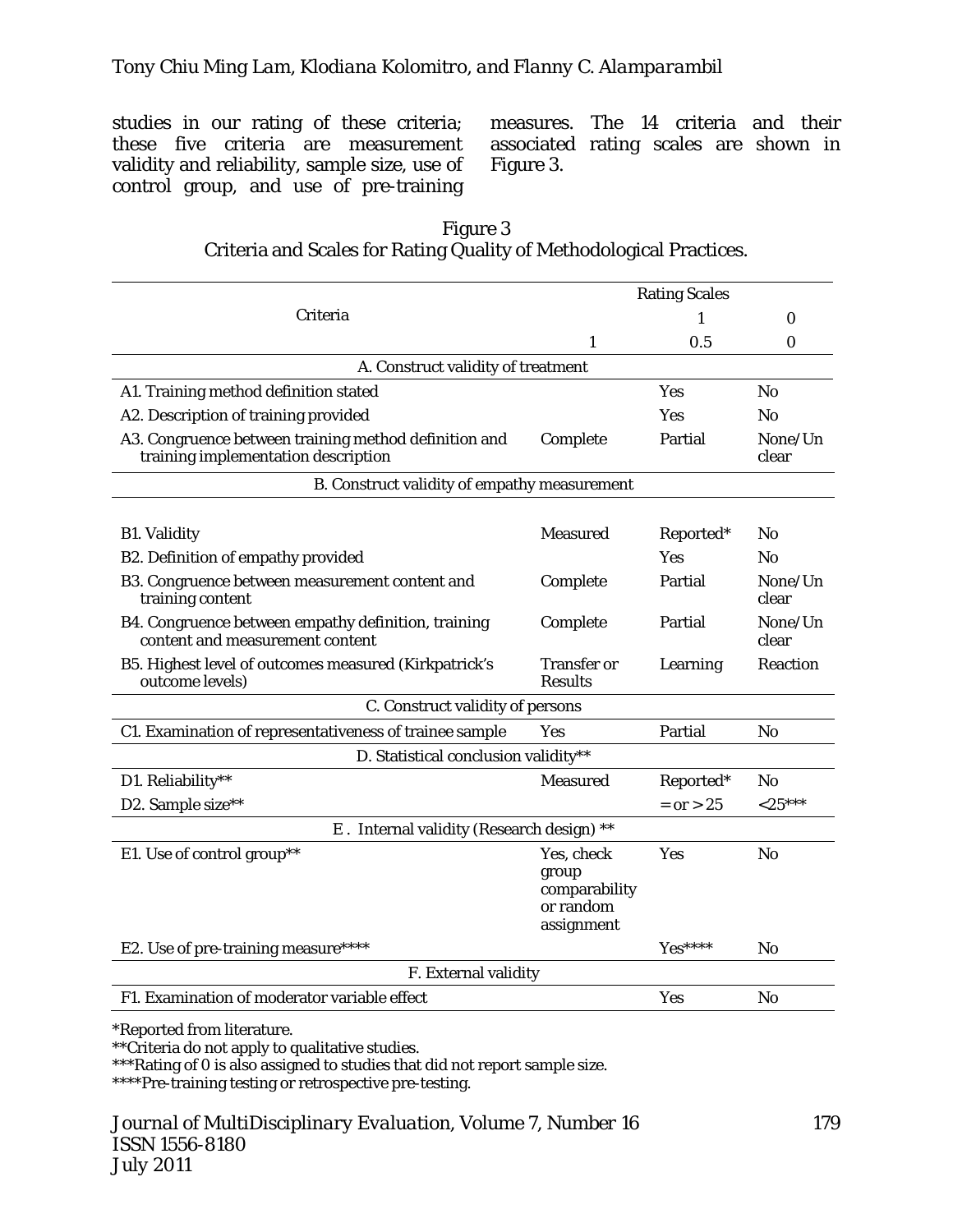studies in our rating of these criteria; these five criteria are measurement validity and reliability, sample size, use of control group, and use of pre-training measures. The 14 criteria and their associated rating scales are shown in Figure 3.

Figure 3
Criteria and Scales for Rating Quality of Methodological Practices.

| Criteria | Rating Scales | | |
|---|---|---|---|
| | | 1 | 0 |
| | 1 | 0.5 | 0 |
| **A. Construct validity of treatment** | | | |
| A1. Training method definition stated | | Yes | No |
| A2. Description of training provided | | Yes | No |
| A3. Congruence between training method definition and training implementation description | Complete | Partial | None/Unclear |
| **B. Construct validity of empathy measurement** | | | |
| B1. Validity | Measured | Reported* | No |
| B2. Definition of empathy provided | | Yes | No |
| B3. Congruence between measurement content and training content | Complete | Partial | None/Unclear |
| B4. Congruence between empathy definition, training content and measurement content | Complete | Partial | None/Unclear |
| B5. Highest level of outcomes measured (Kirkpatrick's outcome levels) | Transfer or Results | Learning | Reaction |
| **C. Construct validity of persons** | | | |
| C1. Examination of representativeness of trainee sample | Yes | Partial | No |
| **D. Statistical conclusion validity**** | | | |
| D1. Reliability** | Measured | Reported* | No |
| D2. Sample size** | | = or > 25 | <25*** |
| **E . Internal validity (Research design) **** | | | |
| E1. Use of control group** | Yes, check group comparability or random assignment | Yes | No |
| E2. Use of pre-training measure**** | | Yes**** | No |
| **F. External validity** | | | |
| F1. Examination of moderator variable effect | | Yes | No |

*Reported from literature.
**Criteria do not apply to qualitative studies.
***Rating of 0 is also assigned to studies that did not report sample size.
****Pre-training testing or retrospective pre-testing.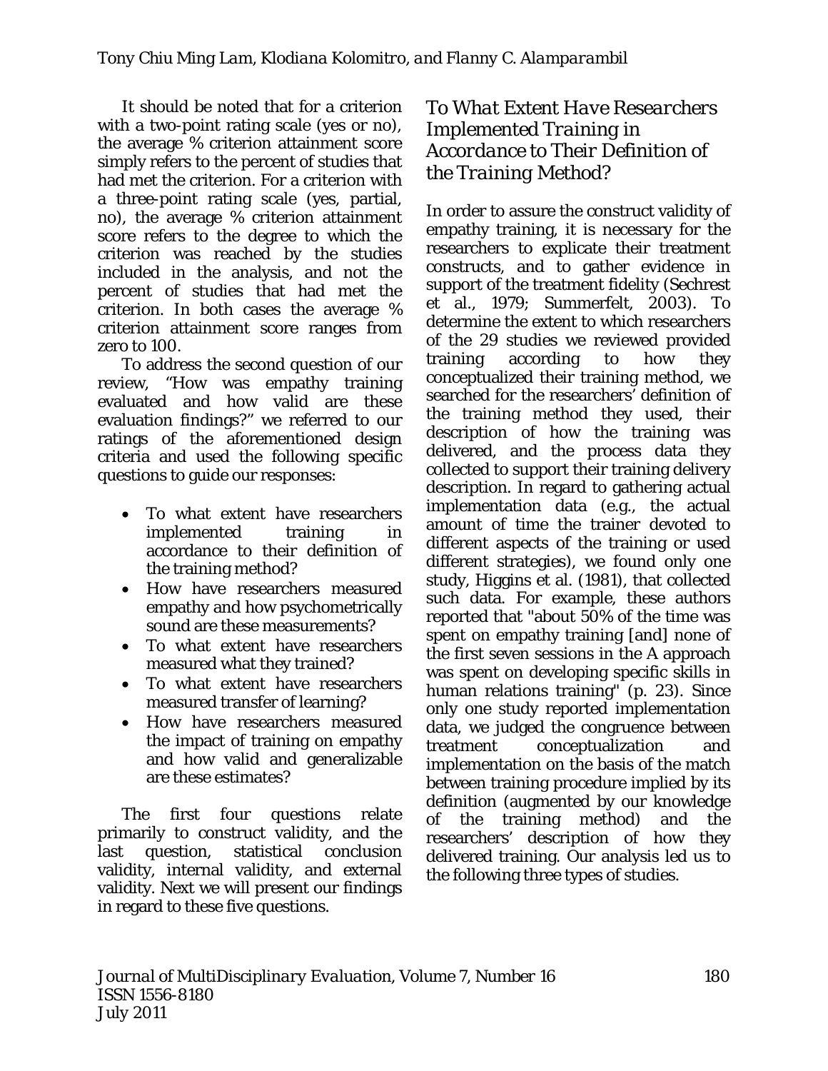It should be noted that for a criterion with a two-point rating scale (yes or no), the average % criterion attainment score simply refers to the percent of studies that had met the criterion. For a criterion with a three-point rating scale (yes, partial, no), the average % criterion attainment score refers to the degree to which the criterion was reached by the studies included in the analysis, and not the percent of studies that had met the criterion. In both cases the average % criterion attainment score ranges from zero to 100.

To address the second question of our review, "How was empathy training evaluated and how valid are these evaluation findings?" we referred to our ratings of the aforementioned design criteria and used the following specific questions to guide our responses:

- To what extent have researchers implemented training in accordance to their definition of the training method?
- How have researchers measured empathy and how psychometrically sound are these measurements?
- To what extent have researchers measured what they trained?
- To what extent have researchers measured transfer of learning?
- How have researchers measured the impact of training on empathy and how valid and generalizable are these estimates?

The first four questions relate primarily to construct validity, and the last question, statistical conclusion validity, internal validity, and external validity. Next we will present our findings in regard to these five questions.

### *To What Extent Have Researchers Implemented Training in Accordance to Their Definition of the Training Method?*

In order to assure the construct validity of empathy training, it is necessary for the researchers to explicate their treatment constructs, and to gather evidence in support of the treatment fidelity (Sechrest et al., 1979; Summerfelt, 2003). To determine the extent to which researchers of the 29 studies we reviewed provided training according to how they conceptualized their training method, we searched for the researchers' definition of the training method they used, their description of how the training was delivered, and the process data they collected to support their training delivery description. In regard to gathering actual implementation data (e.g., the actual amount of time the trainer devoted to different aspects of the training or used different strategies), we found only one study, Higgins et al. (1981), that collected such data. For example, these authors reported that "about 50% of the time was spent on empathy training [and] none of the first seven sessions in the A approach was spent on developing specific skills in human relations training" (p. 23). Since only one study reported implementation data, we judged the congruence between treatment conceptualization and implementation on the basis of the match between training procedure implied by its definition (augmented by our knowledge of the training method) and the researchers' description of how they delivered training. Our analysis led us to the following three types of studies.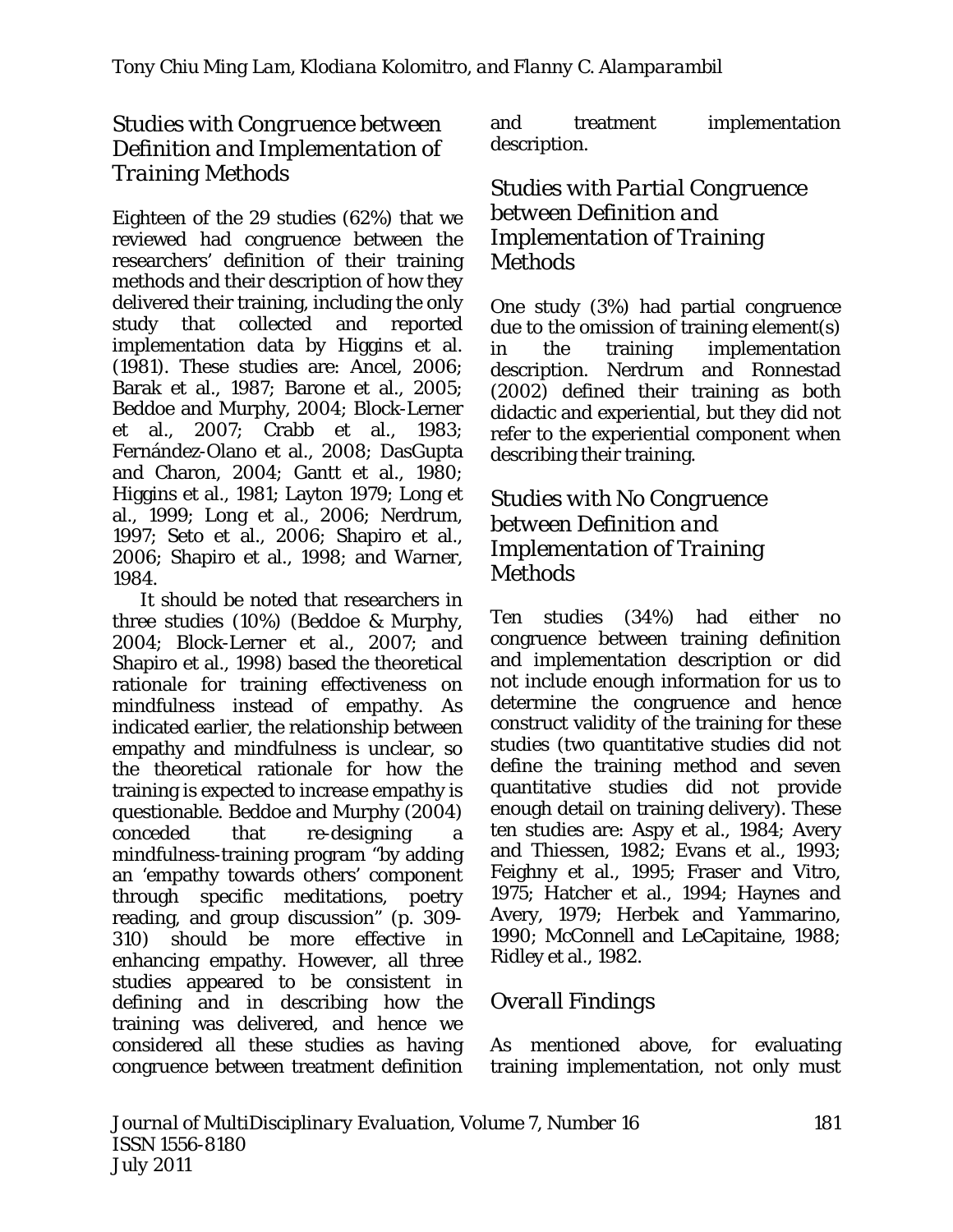## *Studies with Congruence between Definition and Implementation of Training Methods*

Eighteen of the 29 studies (62%) that we reviewed had congruence between the researchers' definition of their training methods and their description of how they delivered their training, including the only study that collected and reported implementation data by Higgins et al. (1981). These studies are: Ancel, 2006; Barak et al., 1987; Barone et al., 2005; Beddoe and Murphy, 2004; Block-Lerner et al., 2007; Crabb et al., 1983; Fernández-Olano et al., 2008; DasGupta and Charon, 2004; Gantt et al., 1980; Higgins et al., 1981; Layton 1979; Long et al., 1999; Long et al., 2006; Nerdrum, 1997; Seto et al., 2006; Shapiro et al., 2006; Shapiro et al., 1998; and Warner, 1984.

It should be noted that researchers in three studies (10%) (Beddoe & Murphy, 2004; Block-Lerner et al., 2007; and Shapiro et al., 1998) based the theoretical rationale for training effectiveness on mindfulness instead of empathy. As indicated earlier, the relationship between empathy and mindfulness is unclear, so the theoretical rationale for how the training is expected to increase empathy is questionable. Beddoe and Murphy (2004) conceded that re-designing a mindfulness-training program "by adding an 'empathy towards others' component through specific meditations, poetry reading, and group discussion" (p. 309-310) should be more effective in enhancing empathy. However, all three studies appeared to be consistent in defining and in describing how the training was delivered, and hence we considered all these studies as having congruence between treatment definition and treatment implementation description.

## *Studies with Partial Congruence between Definition and Implementation of Training Methods*

One study (3%) had partial congruence due to the omission of training element(s) in the training implementation description. Nerdrum and Ronnestad (2002) defined their training as both didactic and experiential, but they did not refer to the experiential component when describing their training.

## *Studies with No Congruence between Definition and Implementation of Training Methods*

Ten studies (34%) had either no congruence between training definition and implementation description or did not include enough information for us to determine the congruence and hence construct validity of the training for these studies (two quantitative studies did not define the training method and seven quantitative studies did not provide enough detail on training delivery). These ten studies are: Aspy et al., 1984; Avery and Thiessen, 1982; Evans et al., 1993; Feighny et al., 1995; Fraser and Vitro, 1975; Hatcher et al., 1994; Haynes and Avery, 1979; Herbek and Yammarino, 1990; McConnell and LeCapitaine, 1988; Ridley et al., 1982.

## *Overall Findings*

As mentioned above, for evaluating training implementation, not only must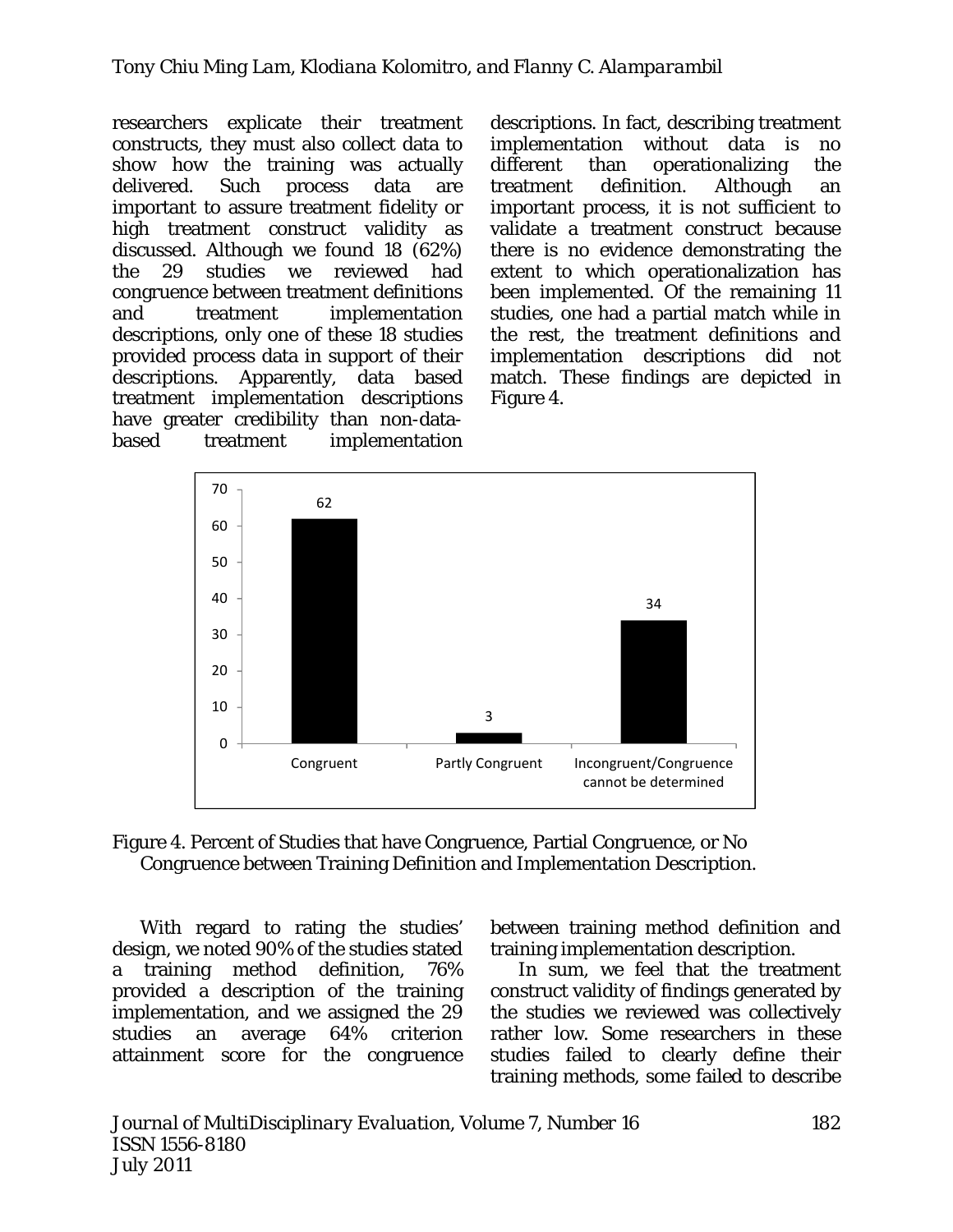researchers explicate their treatment constructs, they must also collect data to show how the training was actually delivered. Such process data are important to assure treatment fidelity or high treatment construct validity as discussed. Although we found 18 (62%) the 29 studies we reviewed had congruence between treatment definitions and treatment implementation descriptions, only one of these 18 studies provided process data in support of their descriptions. Apparently, data based treatment implementation descriptions have greater credibility than non-data-based treatment implementation descriptions. In fact, describing treatment implementation without data is no different than operationalizing the treatment definition. Although an important process, it is not sufficient to validate a treatment construct because there is no evidence demonstrating the extent to which operationalization has been implemented. Of the remaining 11 studies, one had a partial match while in the rest, the treatment definitions and implementation descriptions did not match. These findings are depicted in Figure 4.

| Category | Percent |
|---|---|
| Congruent | 62 |
| Partly Congruent | 3 |
| Incongruent/Congruence cannot be determined | 34 |

Figure 4. Percent of Studies that have Congruence, Partial Congruence, or No Congruence between Training Definition and Implementation Description.

With regard to rating the studies' design, we noted 90% of the studies stated a training method definition, 76% provided a description of the training implementation, and we assigned the 29 studies an average 64% criterion attainment score for the congruence between training method definition and training implementation description.

In sum, we feel that the treatment construct validity of findings generated by the studies we reviewed was collectively rather low. Some researchers in these studies failed to clearly define their training methods, some failed to describe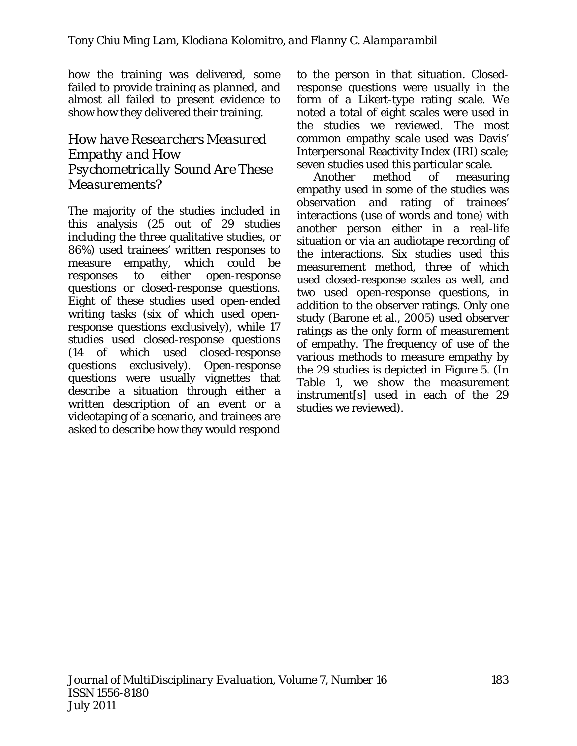how the training was delivered, some failed to provide training as planned, and almost all failed to present evidence to show how they delivered their training.

## *How have Researchers Measured Empathy and How Psychometrically Sound Are These Measurements?*

The majority of the studies included in this analysis (25 out of 29 studies including the three qualitative studies, or 86%) used trainees' written responses to measure empathy, which could be responses to either open-response questions or closed-response questions. Eight of these studies used open-ended writing tasks (six of which used open-response questions exclusively), while 17 studies used closed-response questions (14 of which used closed-response questions exclusively). Open-response questions were usually vignettes that describe a situation through either a written description of an event or a videotaping of a scenario, and trainees are asked to describe how they would respond to the person in that situation. Closed-response questions were usually in the form of a Likert-type rating scale. We noted a total of eight scales were used in the studies we reviewed. The most common empathy scale used was Davis' Interpersonal Reactivity Index (IRI) scale; seven studies used this particular scale.

Another method of measuring empathy used in some of the studies was observation and rating of trainees' interactions (use of words and tone) with another person either in a real-life situation or via an audiotape recording of the interactions. Six studies used this measurement method, three of which used closed-response scales as well, and two used open-response questions, in addition to the observer ratings. Only one study (Barone et al., 2005) used observer ratings as the only form of measurement of empathy. The frequency of use of the various methods to measure empathy by the 29 studies is depicted in Figure 5. (In Table 1, we show the measurement instrument[s] used in each of the 29 studies we reviewed).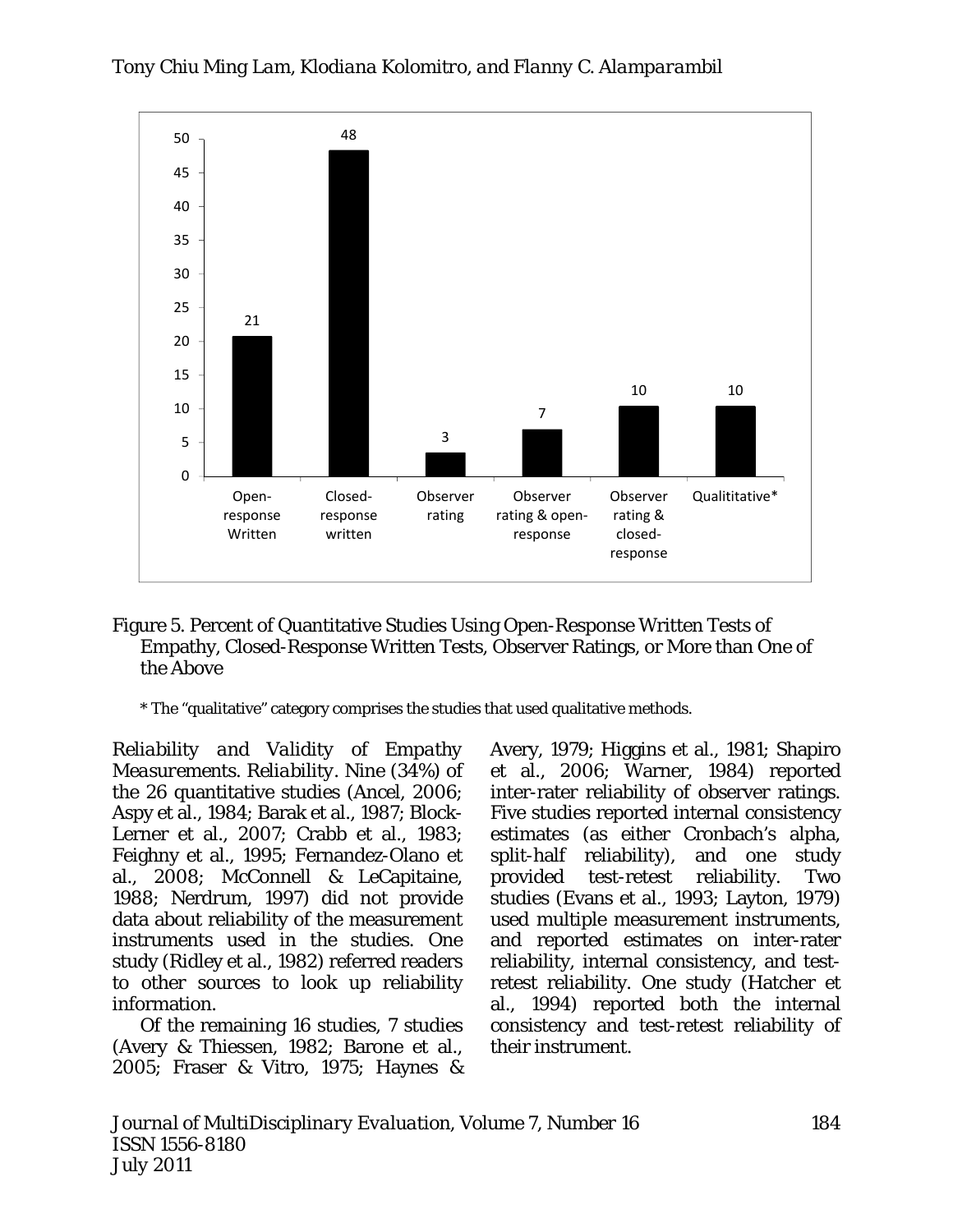Figure 5. Percent of Quantitative Studies Using Open-Response Written Tests of Empathy, Closed-Response Written Tests, Observer Ratings, or More than One of the Above

\* The "qualitative" category comprises the studies that used qualitative methods.

*Reliability and Validity of Empathy Measurements. Reliability.* Nine (34%) of the 26 quantitative studies (Ancel, 2006; Aspy et al., 1984; Barak et al., 1987; Block-Lerner et al., 2007; Crabb et al., 1983; Feighny et al., 1995; Fernandez-Olano et al., 2008; McConnell & LeCapitaine, 1988; Nerdrum, 1997) did not provide data about reliability of the measurement instruments used in the studies. One study (Ridley et al., 1982) referred readers to other sources to look up reliability information.

Of the remaining 16 studies, 7 studies (Avery & Thiessen, 1982; Barone et al., 2005; Fraser & Vitro, 1975; Haynes & Avery, 1979; Higgins et al., 1981; Shapiro et al., 2006; Warner, 1984) reported inter-rater reliability of observer ratings. Five studies reported internal consistency estimates (as either Cronbach's alpha, split-half reliability), and one study provided test-retest reliability. Two studies (Evans et al., 1993; Layton, 1979) used multiple measurement instruments, and reported estimates on inter-rater reliability, internal consistency, and test-retest reliability. One study (Hatcher et al., 1994) reported both the internal consistency and test-retest reliability of their instrument.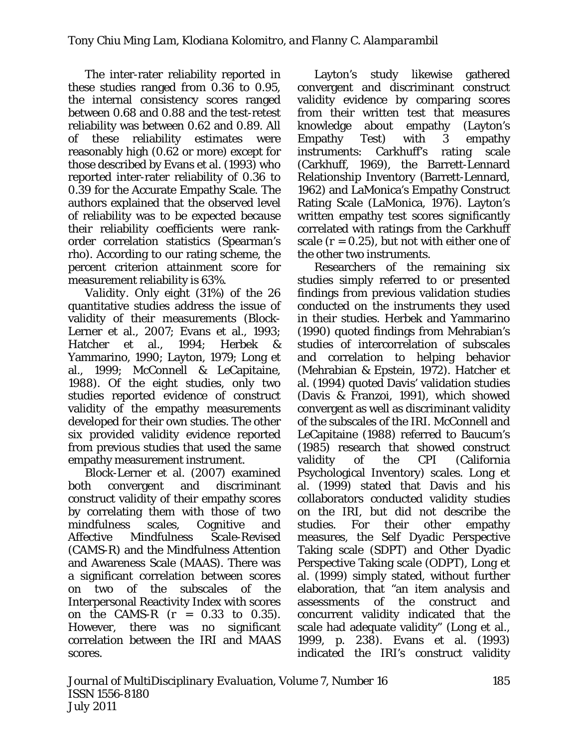The inter-rater reliability reported in these studies ranged from 0.36 to 0.95, the internal consistency scores ranged between 0.68 and 0.88 and the test-retest reliability was between 0.62 and 0.89. All of these reliability estimates were reasonably high (0.62 or more) except for those described by Evans et al. (1993) who reported inter-rater reliability of 0.36 to 0.39 for the Accurate Empathy Scale. The authors explained that the observed level of reliability was to be expected because their reliability coefficients were rank-order correlation statistics (Spearman's rho). According to our rating scheme, the percent criterion attainment score for measurement reliability is 63%.

*Validity*. Only eight (31%) of the 26 quantitative studies address the issue of validity of their measurements (Block-Lerner et al., 2007; Evans et al., 1993; Hatcher et al., 1994; Herbek & Yammarino, 1990; Layton, 1979; Long et al., 1999; McConnell & LeCapitaine, 1988). Of the eight studies, only two studies reported evidence of construct validity of the empathy measurements developed for their own studies. The other six provided validity evidence reported from previous studies that used the same empathy measurement instrument.

Block-Lerner et al. (2007) examined both convergent and discriminant construct validity of their empathy scores by correlating them with those of two mindfulness scales, Cognitive and Affective Mindfulness Scale-Revised (CAMS-R) and the Mindfulness Attention and Awareness Scale (MAAS). There was a significant correlation between scores on two of the subscales of the Interpersonal Reactivity Index with scores on the CAMS-R ($r$ = 0.33 to 0.35). However, there was no significant correlation between the IRI and MAAS scores.

Layton's study likewise gathered convergent and discriminant construct validity evidence by comparing scores from their written test that measures knowledge about empathy (Layton's Empathy Test) with 3 empathy instruments: Carkhuff's rating scale (Carkhuff, 1969), the Barrett-Lennard Relationship Inventory (Barrett-Lennard, 1962) and LaMonica's Empathy Construct Rating Scale (LaMonica, 1976). Layton's written empathy test scores significantly correlated with ratings from the Carkhuff scale ($r = 0.25$), but not with either one of the other two instruments.

Researchers of the remaining six studies simply referred to or presented findings from previous validation studies conducted on the instruments they used in their studies. Herbek and Yammarino (1990) quoted findings from Mehrabian's studies of intercorrelation of subscales and correlation to helping behavior (Mehrabian & Epstein, 1972). Hatcher et al. (1994) quoted Davis' validation studies (Davis & Franzoi, 1991), which showed convergent as well as discriminant validity of the subscales of the IRI. McConnell and LeCapitaine (1988) referred to Baucum's (1985) research that showed construct validity of the CPI (California Psychological Inventory) scales. Long et al. (1999) stated that Davis and his collaborators conducted validity studies on the IRI, but did not describe the studies. For their other empathy measures, the Self Dyadic Perspective Taking scale (SDPT) and Other Dyadic Perspective Taking scale (ODPT), Long et al. (1999) simply stated, without further elaboration, that "an item analysis and assessments of the construct and concurrent validity indicated that the scale had adequate validity" (Long et al., 1999, p. 238). Evans et al. (1993) indicated the IRI's construct validity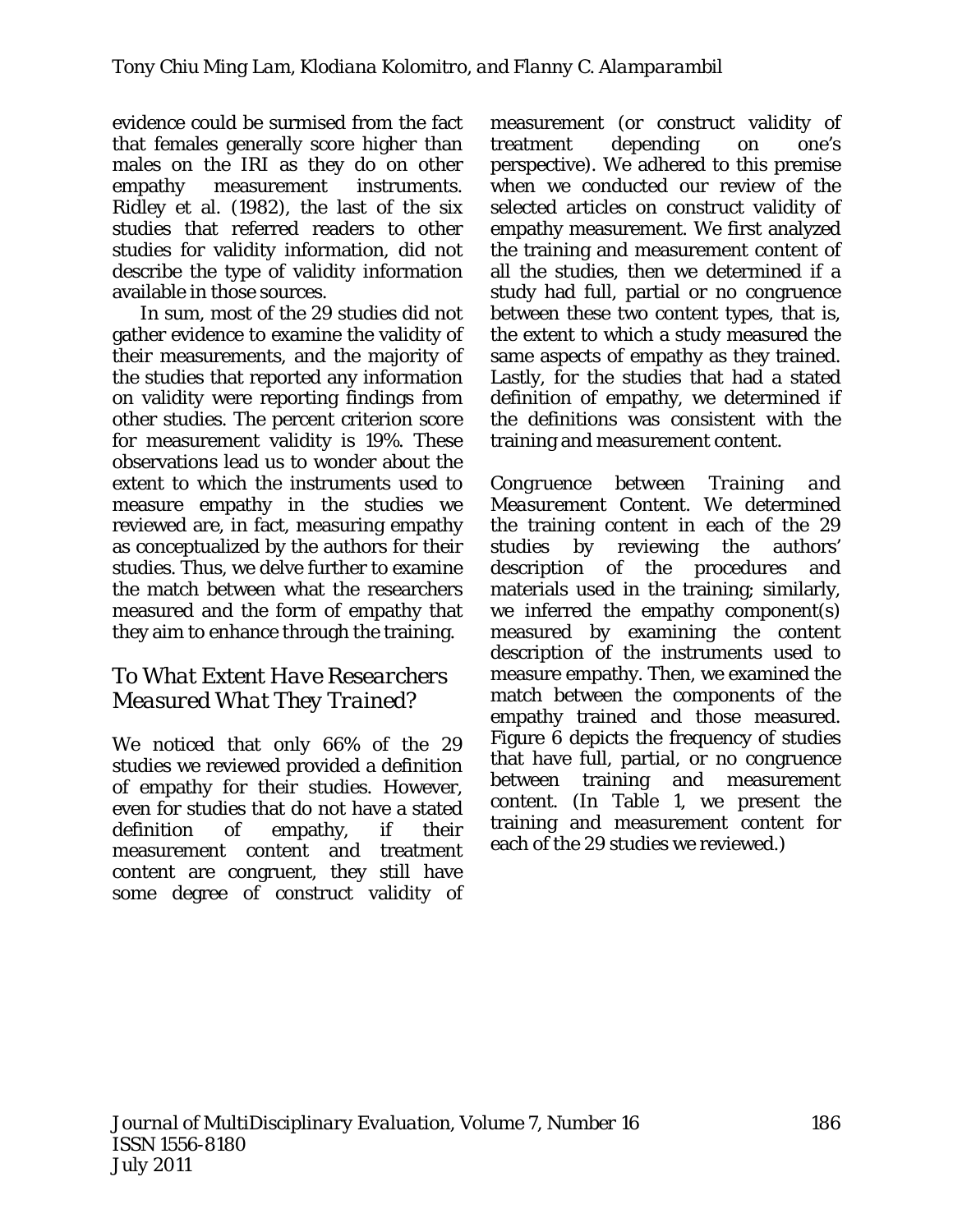evidence could be surmised from the fact that females generally score higher than males on the IRI as they do on other empathy measurement instruments. Ridley et al. (1982), the last of the six studies that referred readers to other studies for validity information, did not describe the type of validity information available in those sources.

In sum, most of the 29 studies did not gather evidence to examine the validity of their measurements, and the majority of the studies that reported any information on validity were reporting findings from other studies. The percent criterion score for measurement validity is 19%. These observations lead us to wonder about the extent to which the instruments used to measure empathy in the studies we reviewed are, in fact, measuring empathy as conceptualized by the authors for their studies. Thus, we delve further to examine the match between what the researchers measured and the form of empathy that they aim to enhance through the training.

### *To What Extent Have Researchers Measured What They Trained?*

We noticed that only 66% of the 29 studies we reviewed provided a definition of empathy for their studies. However, even for studies that do not have a stated definition of empathy, if their measurement content and treatment content are congruent, they still have some degree of construct validity of measurement (or construct validity of treatment depending on one's perspective). We adhered to this premise when we conducted our review of the selected articles on construct validity of empathy measurement. We first analyzed the training and measurement content of all the studies, then we determined if a study had full, partial or no congruence between these two content types, that is, the extent to which a study measured the same aspects of empathy as they trained. Lastly, for the studies that had a stated definition of empathy, we determined if the definitions was consistent with the training and measurement content.

*Congruence between Training and Measurement Content.* We determined the training content in each of the 29 studies by reviewing the authors' description of the procedures and materials used in the training; similarly, we inferred the empathy component(s) measured by examining the content description of the instruments used to measure empathy. Then, we examined the match between the components of the empathy trained and those measured. Figure 6 depicts the frequency of studies that have full, partial, or no congruence between training and measurement content. (In Table 1, we present the training and measurement content for each of the 29 studies we reviewed.)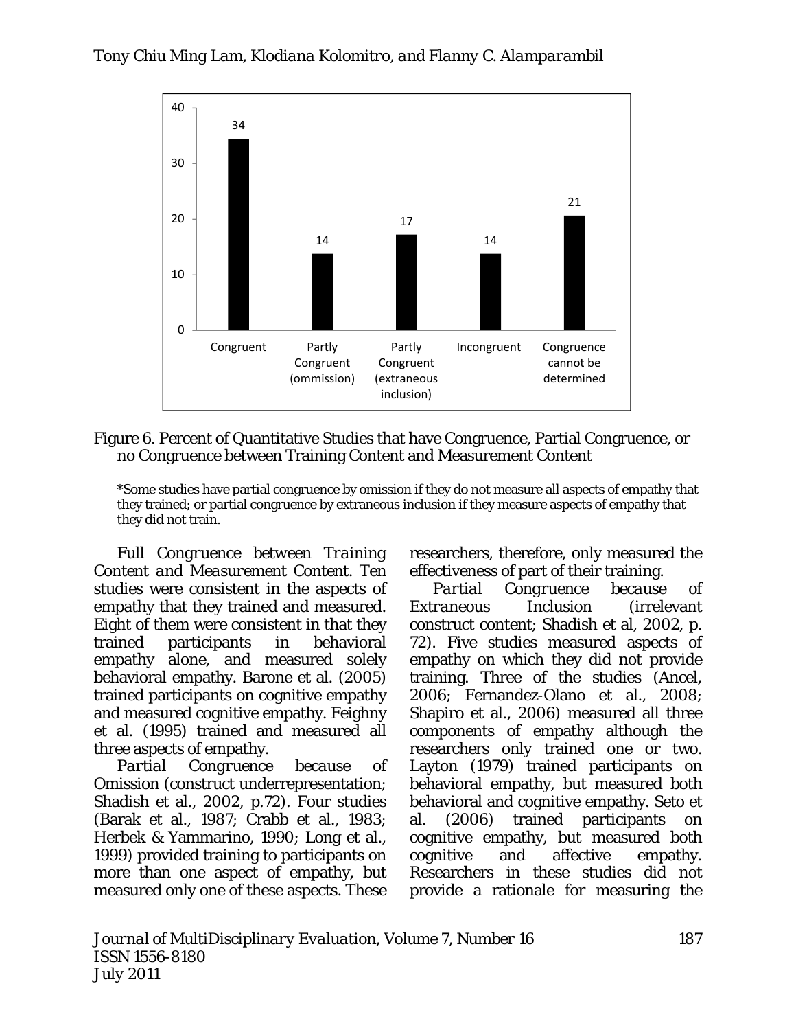Figure 6. Percent of Quantitative Studies that have Congruence, Partial Congruence, or no Congruence between Training Content and Measurement Content

*Some studies have partial congruence by omission if they do not measure all aspects of empathy that they trained; or partial congruence by extraneous inclusion if they measure aspects of empathy that they did not train.

*Full Congruence between Training Content and Measurement Content.* Ten studies were consistent in the aspects of empathy that they trained and measured. Eight of them were consistent in that they trained participants in behavioral empathy alone, and measured solely behavioral empathy. Barone et al. (2005) trained participants on cognitive empathy and measured cognitive empathy. Feighny et al. (1995) trained and measured all three aspects of empathy.

*Partial Congruence because of Omission* (construct underrepresentation; Shadish et al., 2002, p.72). Four studies (Barak et al., 1987; Crabb et al., 1983; Herbek & Yammarino, 1990; Long et al., 1999) provided training to participants on more than one aspect of empathy, but measured only one of these aspects. These researchers, therefore, only measured the effectiveness of part of their training.

*Partial Congruence because of Extraneous Inclusion* (irrelevant construct content; Shadish et al, 2002, p. 72). Five studies measured aspects of empathy on which they did not provide training. Three of the studies (Ancel, 2006; Fernandez-Olano et al., 2008; Shapiro et al., 2006) measured all three components of empathy although the researchers only trained one or two. Layton (1979) trained participants on behavioral empathy, but measured both behavioral and cognitive empathy. Seto et al. (2006) trained participants on cognitive empathy, but measured both cognitive and affective empathy. Researchers in these studies did not provide a rationale for measuring the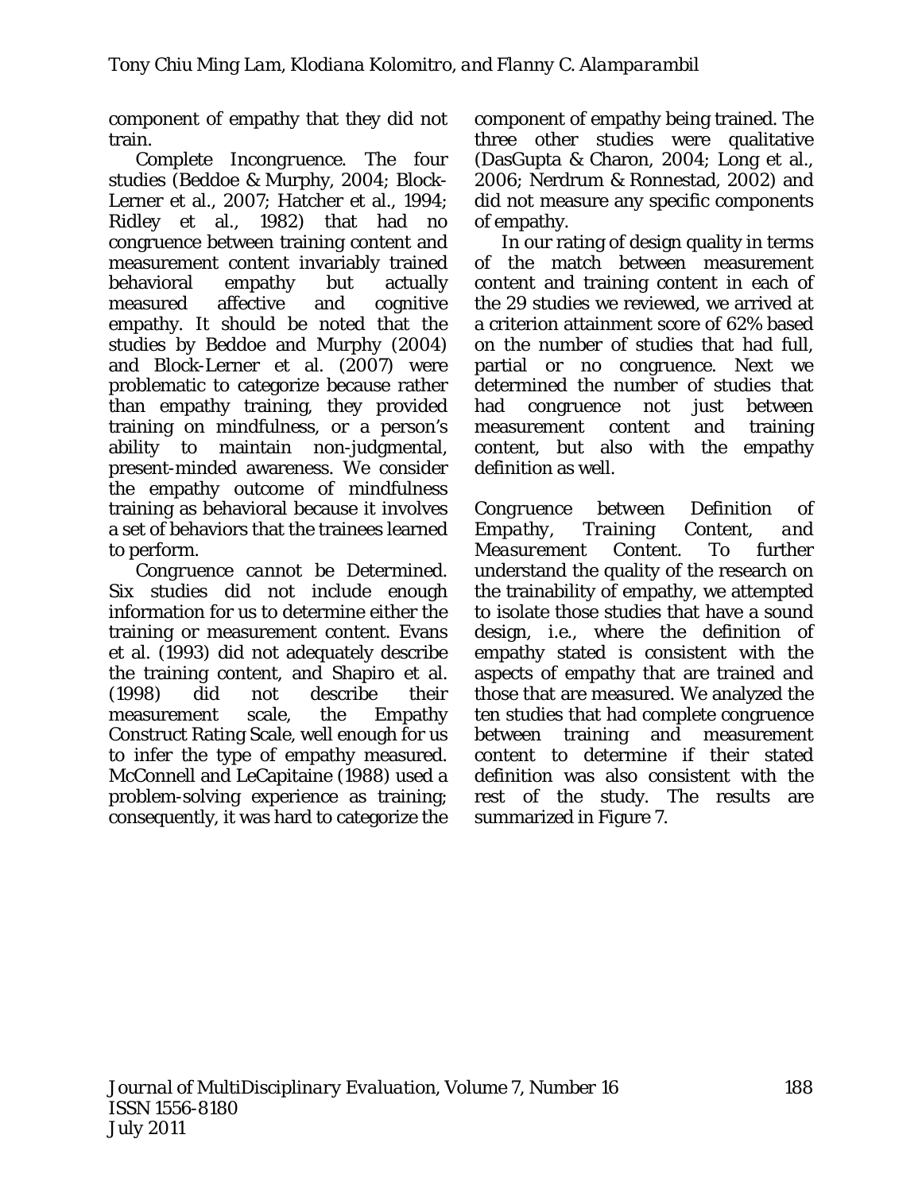component of empathy that they did not train.

*Complete Incongruence.* The four studies (Beddoe & Murphy, 2004; Block-Lerner et al., 2007; Hatcher et al., 1994; Ridley et al., 1982) that had no congruence between training content and measurement content invariably trained behavioral empathy but actually measured affective and cognitive empathy. It should be noted that the studies by Beddoe and Murphy (2004) and Block-Lerner et al. (2007) were problematic to categorize because rather than empathy training, they provided training on mindfulness, or a person's ability to maintain non-judgmental, present-minded awareness. We consider the empathy outcome of mindfulness training as behavioral because it involves a set of behaviors that the trainees learned to perform.

*Congruence cannot be Determined.* Six studies did not include enough information for us to determine either the training or measurement content. Evans et al. (1993) did not adequately describe the training content, and Shapiro et al. (1998) did not describe their measurement scale, the Empathy Construct Rating Scale, well enough for us to infer the type of empathy measured. McConnell and LeCapitaine (1988) used a problem-solving experience as training; consequently, it was hard to categorize the component of empathy being trained. The three other studies were qualitative (DasGupta & Charon, 2004; Long et al., 2006; Nerdrum & Ronnestad, 2002) and did not measure any specific components of empathy.

In our rating of design quality in terms of the match between measurement content and training content in each of the 29 studies we reviewed, we arrived at a criterion attainment score of 62% based on the number of studies that had full, partial or no congruence. Next we determined the number of studies that had congruence not just between measurement content and training content, but also with the empathy definition as well.

*Congruence between Definition of Empathy, Training Content, and Measurement Content.* To further understand the quality of the research on the trainability of empathy, we attempted to isolate those studies that have a sound design, i.e., where the definition of empathy stated is consistent with the aspects of empathy that are trained and those that are measured. We analyzed the ten studies that had complete congruence between training and measurement content to determine if their stated definition was also consistent with the rest of the study. The results are summarized in Figure 7.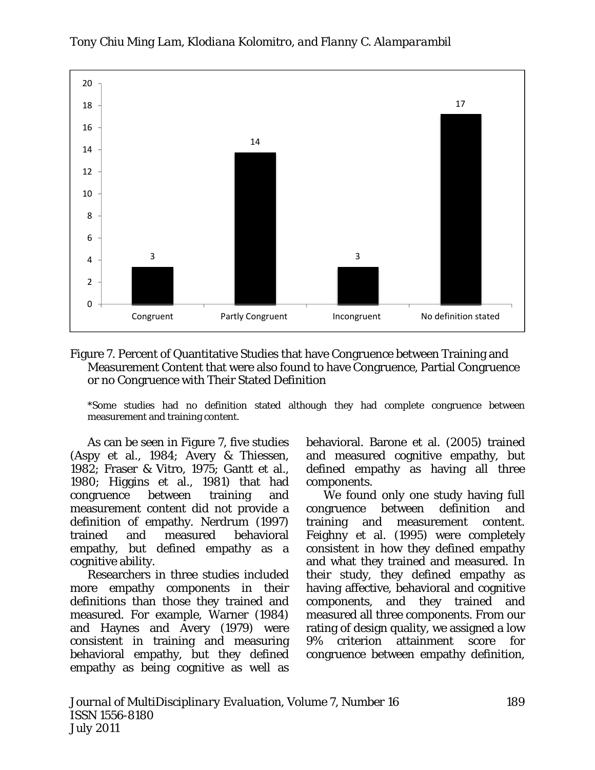Figure 7. Percent of Quantitative Studies that have Congruence between Training and Measurement Content that were also found to have Congruence, Partial Congruence or no Congruence with Their Stated Definition

*Some studies had no definition stated although they had complete congruence between measurement and training content.

As can be seen in Figure 7, five studies (Aspy et al., 1984; Avery & Thiessen, 1982; Fraser & Vitro, 1975; Gantt et al., 1980; Higgins et al., 1981) that had congruence between training and measurement content did not provide a definition of empathy. Nerdrum (1997) trained and measured behavioral empathy, but defined empathy as a cognitive ability.

Researchers in three studies included more empathy components in their definitions than those they trained and measured. For example, Warner (1984) and Haynes and Avery (1979) were consistent in training and measuring behavioral empathy, but they defined empathy as being cognitive as well as behavioral. Barone et al. (2005) trained and measured cognitive empathy, but defined empathy as having all three components.

We found only one study having full congruence between definition and training and measurement content. Feighny et al. (1995) were completely consistent in how they defined empathy and what they trained and measured. In their study, they defined empathy as having affective, behavioral and cognitive components, and they trained and measured all three components. From our rating of design quality, we assigned a low 9% criterion attainment score for congruence between empathy definition,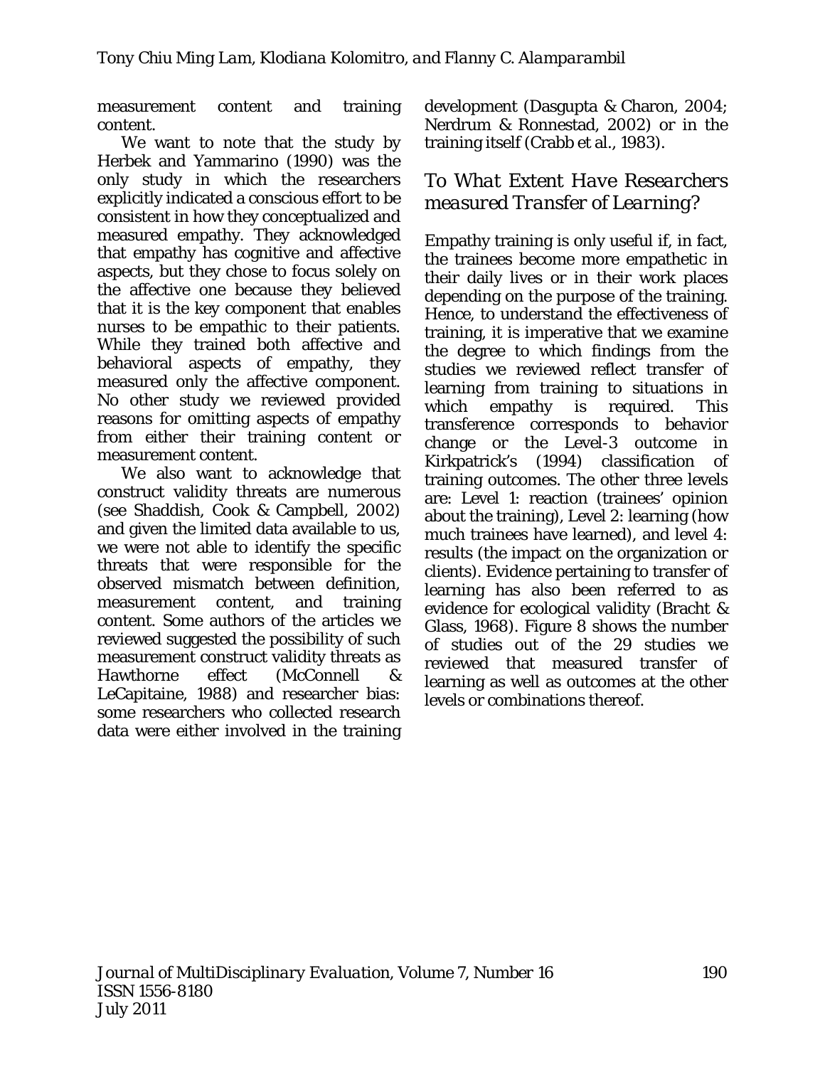measurement content and training content.

We want to note that the study by Herbek and Yammarino (1990) was the only study in which the researchers explicitly indicated a conscious effort to be consistent in how they conceptualized and measured empathy. They acknowledged that empathy has cognitive and affective aspects, but they chose to focus solely on the affective one because they believed that it is the key component that enables nurses to be empathic to their patients. While they trained both affective and behavioral aspects of empathy, they measured only the affective component. No other study we reviewed provided reasons for omitting aspects of empathy from either their training content or measurement content.

We also want to acknowledge that construct validity threats are numerous (see Shaddish, Cook & Campbell, 2002) and given the limited data available to us, we were not able to identify the specific threats that were responsible for the observed mismatch between definition, measurement content, and training content. Some authors of the articles we reviewed suggested the possibility of such measurement construct validity threats as Hawthorne effect (McConnell & LeCapitaine, 1988) and researcher bias: some researchers who collected research data were either involved in the training development (Dasgupta & Charon, 2004; Nerdrum & Ronnestad, 2002) or in the training itself (Crabb et al., 1983).

## *To What Extent Have Researchers measured Transfer of Learning?*

Empathy training is only useful if, in fact, the trainees become more empathetic in their daily lives or in their work places depending on the purpose of the training. Hence, to understand the effectiveness of training, it is imperative that we examine the degree to which findings from the studies we reviewed reflect transfer of learning from training to situations in which empathy is required. This transference corresponds to behavior change or the Level-3 outcome in Kirkpatrick's (1994) classification of training outcomes. The other three levels are: Level 1: reaction (trainees' opinion about the training), Level 2: learning (how much trainees have learned), and level 4: results (the impact on the organization or clients). Evidence pertaining to transfer of learning has also been referred to as evidence for ecological validity (Bracht & Glass, 1968). Figure 8 shows the number of studies out of the 29 studies we reviewed that measured transfer of learning as well as outcomes at the other levels or combinations thereof.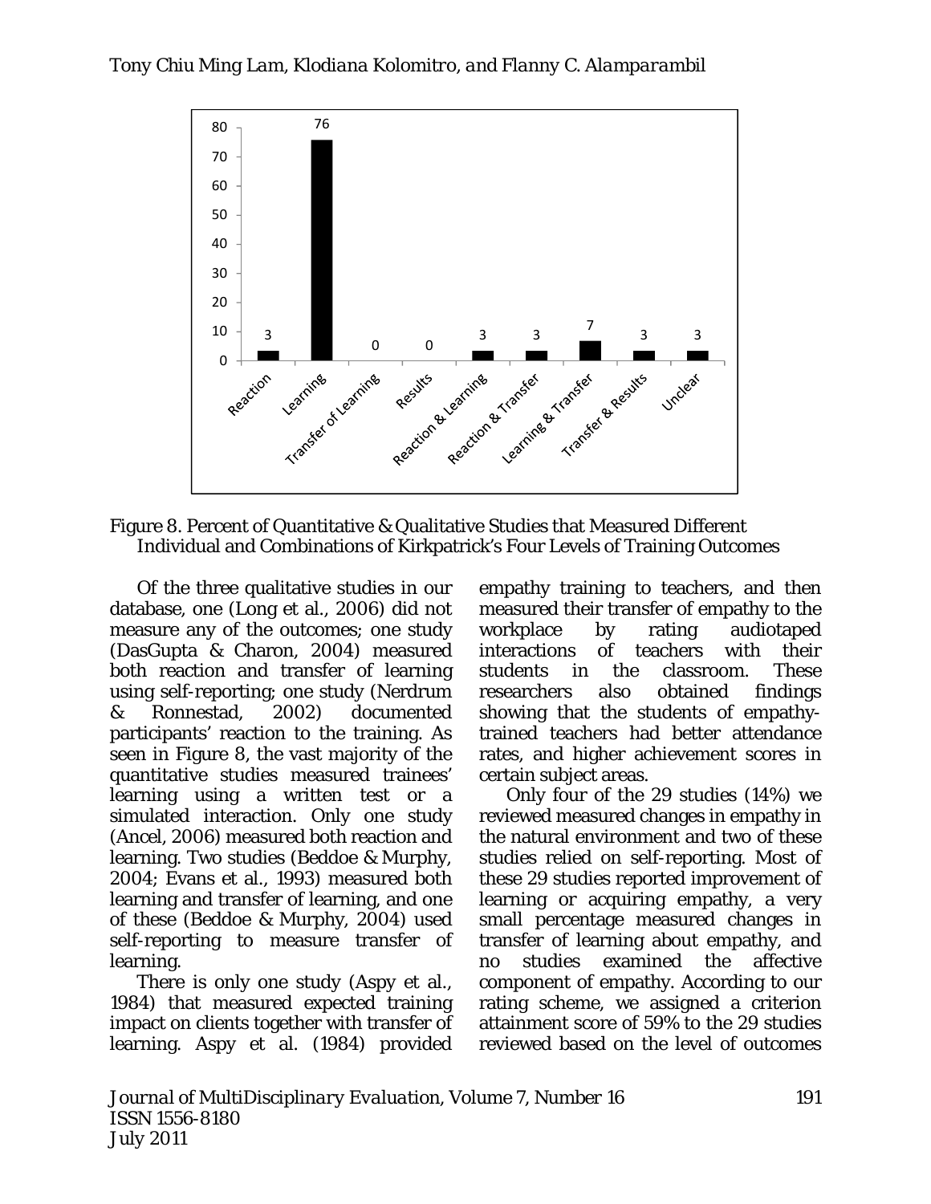Figure 8. Percent of Quantitative & Qualitative Studies that Measured Different Individual and Combinations of Kirkpatrick's Four Levels of Training Outcomes

Of the three qualitative studies in our database, one (Long et al., 2006) did not measure any of the outcomes; one study (DasGupta & Charon, 2004) measured both reaction and transfer of learning using self-reporting; one study (Nerdrum & Ronnestad, 2002) documented participants' reaction to the training. As seen in Figure 8, the vast majority of the quantitative studies measured trainees' learning using a written test or a simulated interaction. Only one study (Ancel, 2006) measured both reaction and learning. Two studies (Beddoe & Murphy, 2004; Evans et al., 1993) measured both learning and transfer of learning, and one of these (Beddoe & Murphy, 2004) used self-reporting to measure transfer of learning.

There is only one study (Aspy et al., 1984) that measured expected training impact on clients together with transfer of learning. Aspy et al. (1984) provided empathy training to teachers, and then measured their transfer of empathy to the workplace by rating audiotaped interactions of teachers with their students in the classroom. These researchers also obtained findings showing that the students of empathy-trained teachers had better attendance rates, and higher achievement scores in certain subject areas.

Only four of the 29 studies (14%) we reviewed measured changes in empathy in the natural environment and two of these studies relied on self-reporting. Most of these 29 studies reported improvement of learning or acquiring empathy, a very small percentage measured changes in transfer of learning about empathy, and no studies examined the affective component of empathy. According to our rating scheme, we assigned a criterion attainment score of 59% to the 29 studies reviewed based on the level of outcomes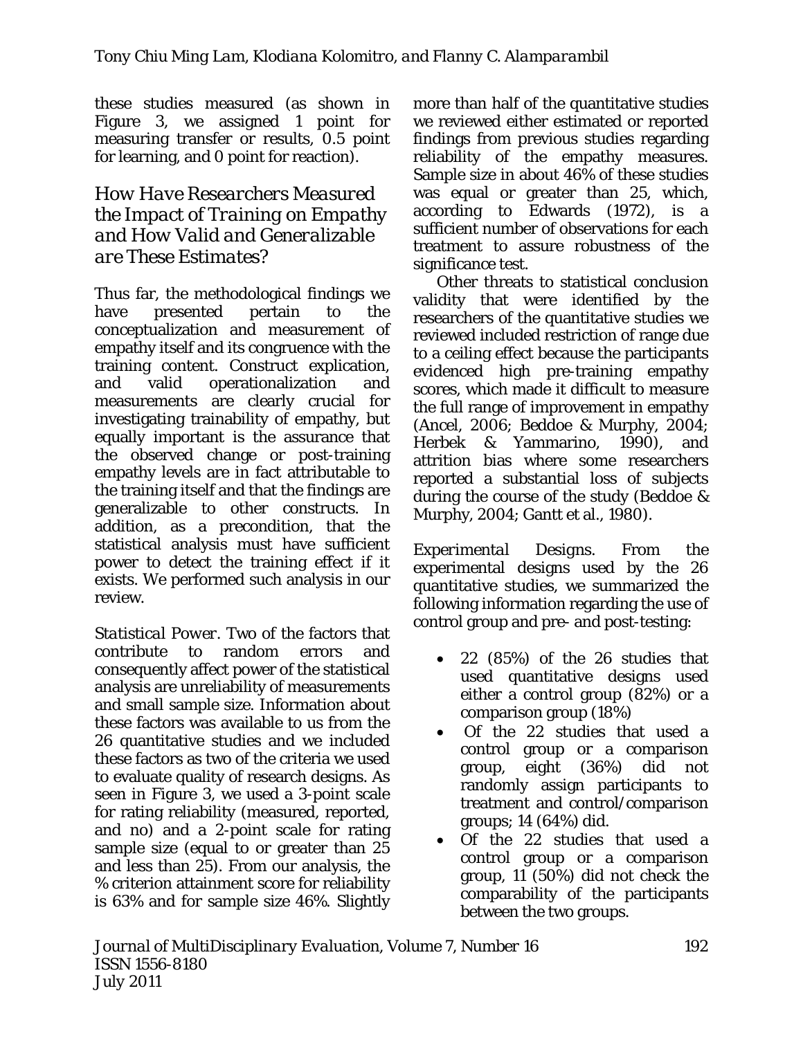these studies measured (as shown in Figure 3, we assigned 1 point for measuring transfer or results, 0.5 point for learning, and 0 point for reaction).

## *How Have Researchers Measured the Impact of Training on Empathy and How Valid and Generalizable are These Estimates?*

Thus far, the methodological findings we have presented pertain to the conceptualization and measurement of empathy itself and its congruence with the training content. Construct explication, and valid operationalization and measurements are clearly crucial for investigating trainability of empathy, but equally important is the assurance that the observed change or post-training empathy levels are in fact attributable to the training itself and that the findings are generalizable to other constructs. In addition, as a precondition, that the statistical analysis must have sufficient power to detect the training effect if it exists. We performed such analysis in our review.

*Statistical Power*. Two of the factors that contribute to random errors and consequently affect power of the statistical analysis are unreliability of measurements and small sample size. Information about these factors was available to us from the 26 quantitative studies and we included these factors as two of the criteria we used to evaluate quality of research designs. As seen in Figure 3, we used a 3-point scale for rating reliability (measured, reported, and no) and a 2-point scale for rating sample size (equal to or greater than 25 and less than 25). From our analysis, the % criterion attainment score for reliability is 63% and for sample size 46%. Slightly more than half of the quantitative studies we reviewed either estimated or reported findings from previous studies regarding reliability of the empathy measures. Sample size in about 46% of these studies was equal or greater than 25, which, according to Edwards (1972), is a sufficient number of observations for each treatment to assure robustness of the significance test.

Other threats to statistical conclusion validity that were identified by the researchers of the quantitative studies we reviewed included restriction of range due to a ceiling effect because the participants evidenced high pre-training empathy scores, which made it difficult to measure the full range of improvement in empathy (Ancel, 2006; Beddoe & Murphy, 2004; Herbek & Yammarino, 1990), and attrition bias where some researchers reported a substantial loss of subjects during the course of the study (Beddoe & Murphy, 2004; Gantt et al., 1980).

*Experimental Designs*. From the experimental designs used by the 26 quantitative studies, we summarized the following information regarding the use of control group and pre- and post-testing:

- 22 (85%) of the 26 studies that used quantitative designs used either a control group (82%) or a comparison group (18%)
- Of the 22 studies that used a control group or a comparison group, eight (36%) did not randomly assign participants to treatment and control/comparison groups; 14 (64%) did.
- Of the 22 studies that used a control group or a comparison group, 11 (50%) did not check the comparability of the participants between the two groups.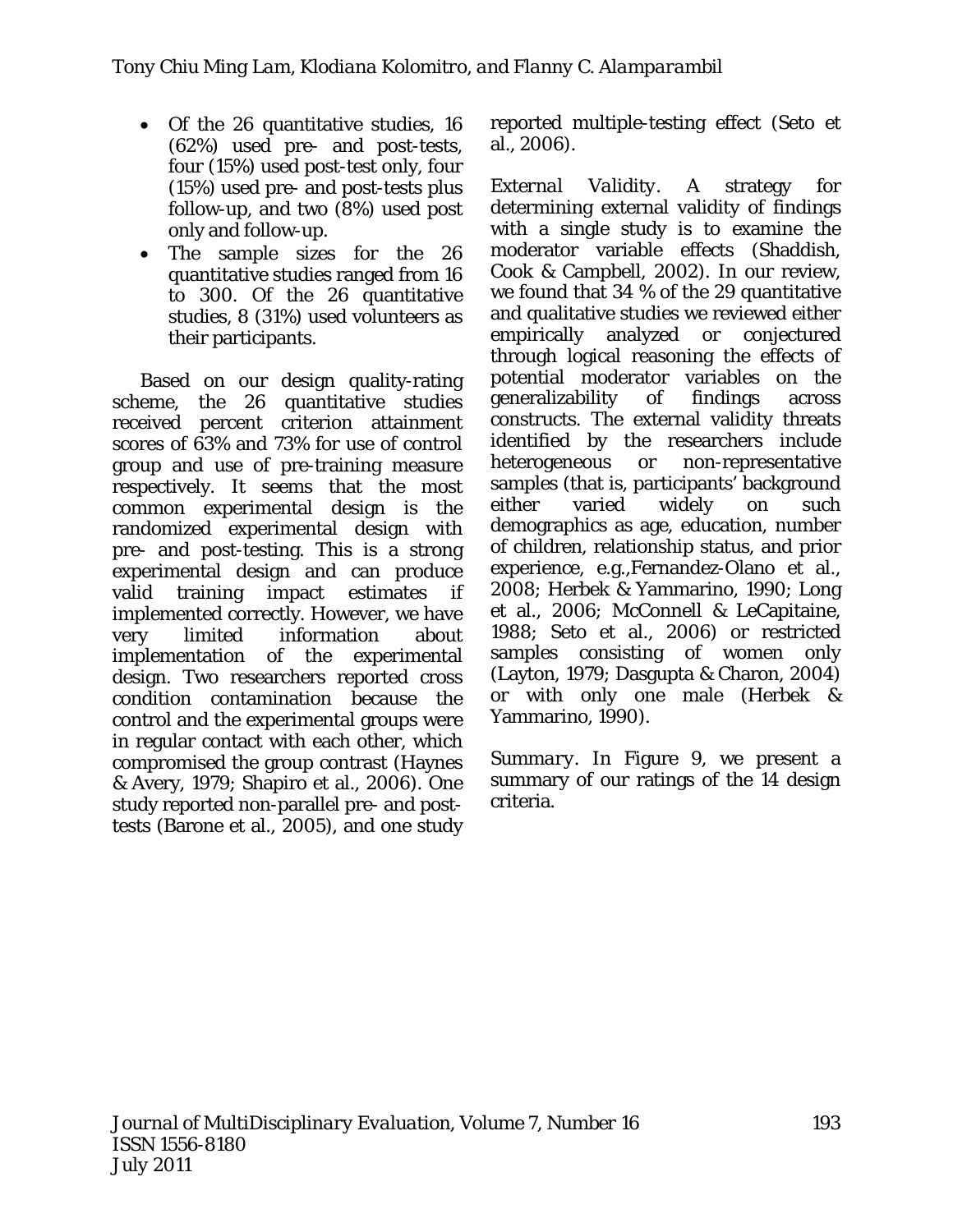- Of the 26 quantitative studies, 16 (62%) used pre- and post-tests, four (15%) used post-test only, four (15%) used pre- and post-tests plus follow-up, and two (8%) used post only and follow-up.
- The sample sizes for the 26 quantitative studies ranged from 16 to 300. Of the 26 quantitative studies, 8 (31%) used volunteers as their participants.

Based on our design quality-rating scheme, the 26 quantitative studies received percent criterion attainment scores of 63% and 73% for use of control group and use of pre-training measure respectively. It seems that the most common experimental design is the randomized experimental design with pre- and post-testing. This is a strong experimental design and can produce valid training impact estimates if implemented correctly. However, we have very limited information about implementation of the experimental design. Two researchers reported cross condition contamination because the control and the experimental groups were in regular contact with each other, which compromised the group contrast (Haynes & Avery, 1979; Shapiro et al., 2006). One study reported non-parallel pre- and post-tests (Barone et al., 2005), and one study reported multiple-testing effect (Seto et al., 2006).

*External Validity*. A strategy for determining external validity of findings with a single study is to examine the moderator variable effects (Shaddish, Cook & Campbell, 2002). In our review, we found that 34 % of the 29 quantitative and qualitative studies we reviewed either empirically analyzed or conjectured through logical reasoning the effects of potential moderator variables on the generalizability of findings across constructs. The external validity threats identified by the researchers include heterogeneous or non-representative samples (that is, participants' background either varied widely on such demographics as age, education, number of children, relationship status, and prior experience, e.g.,Fernandez-Olano et al., 2008; Herbek & Yammarino, 1990; Long et al., 2006; McConnell & LeCapitaine, 1988; Seto et al., 2006) or restricted samples consisting of women only (Layton, 1979; Dasgupta & Charon, 2004) or with only one male (Herbek & Yammarino, 1990).

*Summary*. In Figure 9, we present a summary of our ratings of the 14 design criteria.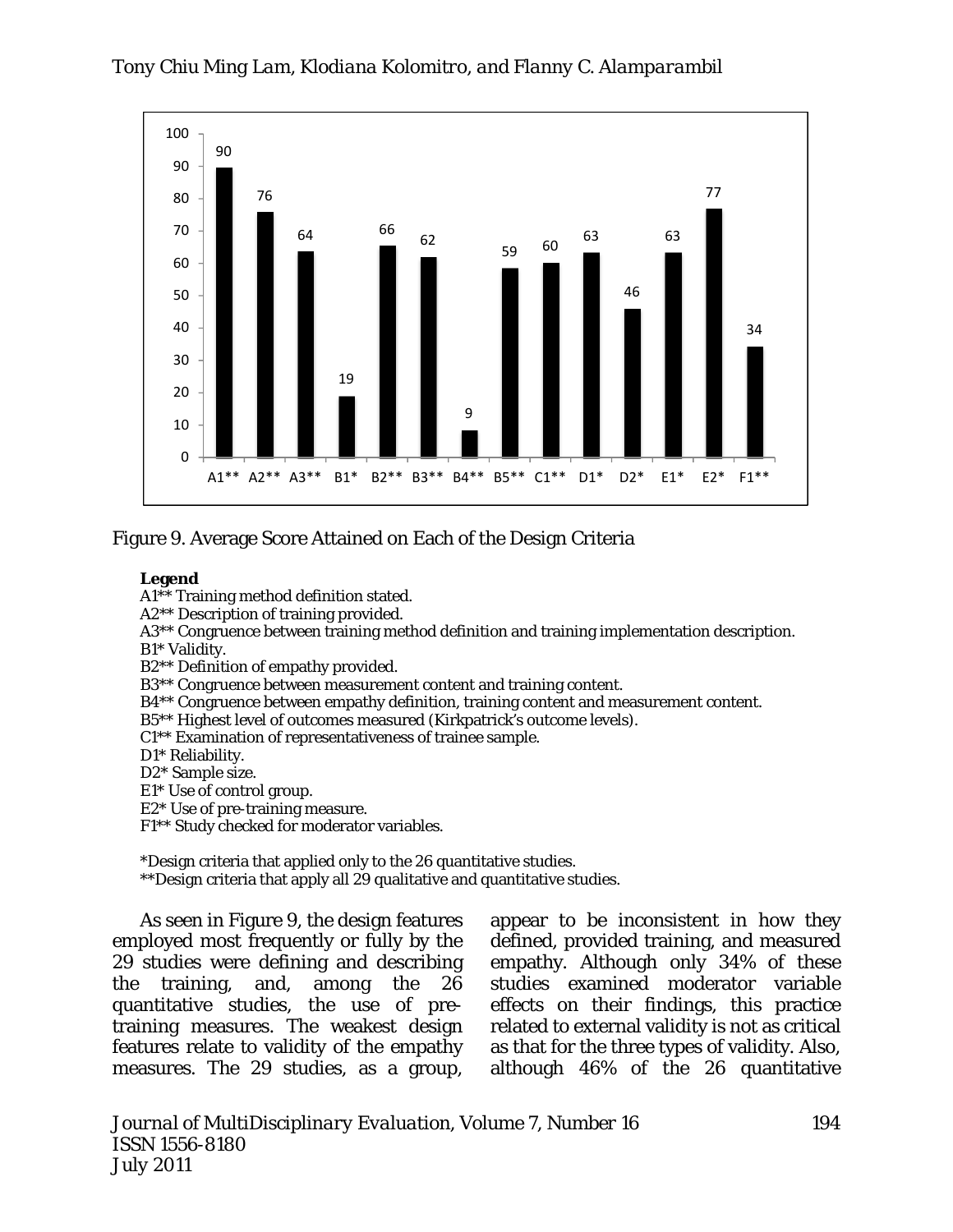Figure 9. Average Score Attained on Each of the Design Criteria

**Legend**

A1** Training method definition stated.
A2** Description of training provided.
A3** Congruence between training method definition and training implementation description.
B1* Validity.
B2** Definition of empathy provided.
B3** Congruence between measurement content and training content.
B4** Congruence between empathy definition, training content and measurement content.
B5** Highest level of outcomes measured (Kirkpatrick's outcome levels).
C1** Examination of representativeness of trainee sample.
D1* Reliability.
D2* Sample size.
E1* Use of control group.
E2* Use of pre-training measure.
F1** Study checked for moderator variables.

*Design criteria that applied only to the 26 quantitative studies.
**Design criteria that apply all 29 qualitative and quantitative studies.

As seen in Figure 9, the design features employed most frequently or fully by the 29 studies were defining and describing the training, and, among the 26 quantitative studies, the use of pre-training measures. The weakest design features relate to validity of the empathy measures. The 29 studies, as a group, appear to be inconsistent in how they defined, provided training, and measured empathy. Although only 34% of these studies examined moderator variable effects on their findings, this practice related to external validity is not as critical as that for the three types of validity. Also, although 46% of the 26 quantitative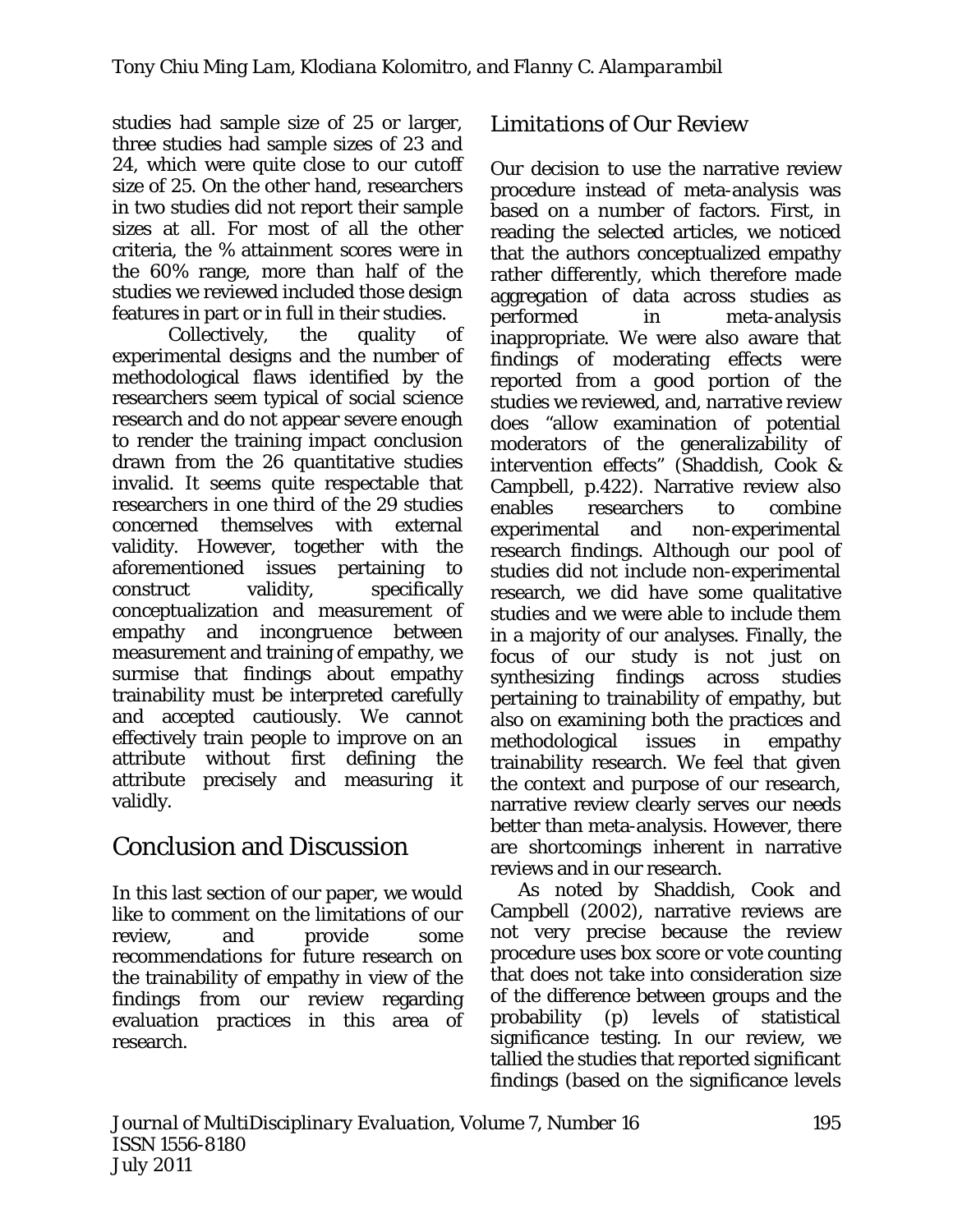studies had sample size of 25 or larger, three studies had sample sizes of 23 and 24, which were quite close to our cutoff size of 25. On the other hand, researchers in two studies did not report their sample sizes at all. For most of all the other criteria, the % attainment scores were in the 60% range, more than half of the studies we reviewed included those design features in part or in full in their studies.

Collectively, the quality of experimental designs and the number of methodological flaws identified by the researchers seem typical of social science research and do not appear severe enough to render the training impact conclusion drawn from the 26 quantitative studies invalid. It seems quite respectable that researchers in one third of the 29 studies concerned themselves with external validity. However, together with the aforementioned issues pertaining to construct validity, specifically conceptualization and measurement of empathy and incongruence between measurement and training of empathy, we surmise that findings about empathy trainability must be interpreted carefully and accepted cautiously. We cannot effectively train people to improve on an attribute without first defining the attribute precisely and measuring it validly.

## Conclusion and Discussion

In this last section of our paper, we would like to comment on the limitations of our review, and provide some recommendations for future research on the trainability of empathy in view of the findings from our review regarding evaluation practices in this area of research.

### *Limitations of Our Review*

Our decision to use the narrative review procedure instead of meta-analysis was based on a number of factors. First, in reading the selected articles, we noticed that the authors conceptualized empathy rather differently, which therefore made aggregation of data across studies as performed in meta-analysis inappropriate. We were also aware that findings of moderating effects were reported from a good portion of the studies we reviewed, and, narrative review does "allow examination of potential moderators of the generalizability of intervention effects" (Shaddish, Cook & Campbell, p.422). Narrative review also enables researchers to combine experimental and non-experimental research findings. Although our pool of studies did not include non-experimental research, we did have some qualitative studies and we were able to include them in a majority of our analyses. Finally, the focus of our study is not just on synthesizing findings across studies pertaining to trainability of empathy, but also on examining both the practices and methodological issues in empathy trainability research. We feel that given the context and purpose of our research, narrative review clearly serves our needs better than meta-analysis. However, there are shortcomings inherent in narrative reviews and in our research.

As noted by Shaddish, Cook and Campbell (2002), narrative reviews are not very precise because the review procedure uses box score or vote counting that does not take into consideration size of the difference between groups and the probability (p) levels of statistical significance testing. In our review, we tallied the studies that reported significant findings (based on the significance levels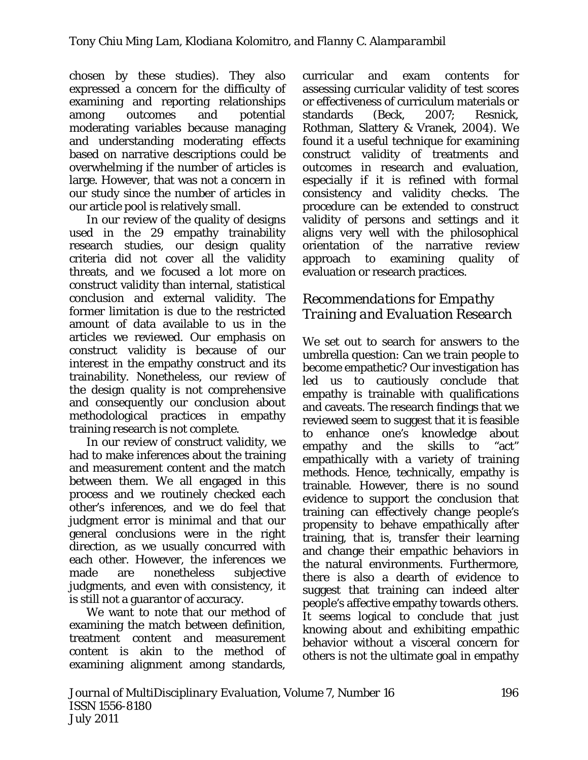chosen by these studies). They also expressed a concern for the difficulty of examining and reporting relationships among outcomes and potential moderating variables because managing and understanding moderating effects based on narrative descriptions could be overwhelming if the number of articles is large. However, that was not a concern in our study since the number of articles in our article pool is relatively small.

In our review of the quality of designs used in the 29 empathy trainability research studies, our design quality criteria did not cover all the validity threats, and we focused a lot more on construct validity than internal, statistical conclusion and external validity. The former limitation is due to the restricted amount of data available to us in the articles we reviewed. Our emphasis on construct validity is because of our interest in the empathy construct and its trainability. Nonetheless, our review of the design quality is not comprehensive and consequently our conclusion about methodological practices in empathy training research is not complete.

In our review of construct validity, we had to make inferences about the training and measurement content and the match between them. We all engaged in this process and we routinely checked each other's inferences, and we do feel that judgment error is minimal and that our general conclusions were in the right direction, as we usually concurred with each other. However, the inferences we made are nonetheless subjective judgments, and even with consistency, it is still not a guarantor of accuracy.

We want to note that our method of examining the match between definition, treatment content and measurement content is akin to the method of examining alignment among standards, curricular and exam contents for assessing curricular validity of test scores or effectiveness of curriculum materials or standards (Beck, 2007; Resnick, Rothman, Slattery & Vranek, 2004). We found it a useful technique for examining construct validity of treatments and outcomes in research and evaluation, especially if it is refined with formal consistency and validity checks. The procedure can be extended to construct validity of persons and settings and it aligns very well with the philosophical orientation of the narrative review approach to examining quality of evaluation or research practices.

## *Recommendations for Empathy Training and Evaluation Research*

We set out to search for answers to the umbrella question: Can we train people to become empathetic? Our investigation has led us to cautiously conclude that empathy is trainable with qualifications and caveats. The research findings that we reviewed seem to suggest that it is feasible to enhance one's knowledge about empathy and the skills to "act" empathically with a variety of training methods. Hence, technically, empathy is trainable. However, there is no sound evidence to support the conclusion that training can effectively change people's propensity to behave empathically after training, that is, transfer their learning and change their empathic behaviors in the natural environments. Furthermore, there is also a dearth of evidence to suggest that training can indeed alter people's affective empathy towards others. It seems logical to conclude that just knowing about and exhibiting empathic behavior without a visceral concern for others is not the ultimate goal in empathy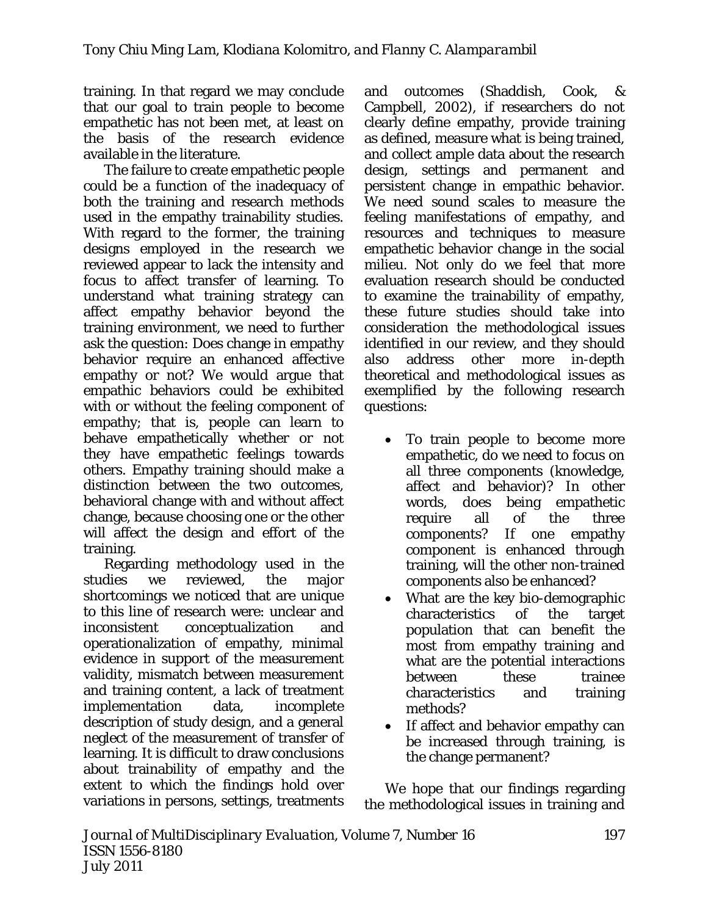training. In that regard we may conclude that our goal to train people to become empathetic has not been met, at least on the basis of the research evidence available in the literature.

The failure to create empathetic people could be a function of the inadequacy of both the training and research methods used in the empathy trainability studies. With regard to the former, the training designs employed in the research we reviewed appear to lack the intensity and focus to affect transfer of learning. To understand what training strategy can affect empathy behavior beyond the training environment, we need to further ask the question: Does change in empathy behavior require an enhanced affective empathy or not? We would argue that empathic behaviors could be exhibited with or without the feeling component of empathy; that is, people can learn to behave empathetically whether or not they have empathetic feelings towards others. Empathy training should make a distinction between the two outcomes, behavioral change with and without affect change, because choosing one or the other will affect the design and effort of the training.

Regarding methodology used in the studies we reviewed, the major shortcomings we noticed that are unique to this line of research were: unclear and inconsistent conceptualization and operationalization of empathy, minimal evidence in support of the measurement validity, mismatch between measurement and training content, a lack of treatment implementation data, incomplete description of study design, and a general neglect of the measurement of transfer of learning. It is difficult to draw conclusions about trainability of empathy and the extent to which the findings hold over variations in persons, settings, treatments and outcomes (Shaddish, Cook, & Campbell, 2002), if researchers do not clearly define empathy, provide training as defined, measure what is being trained, and collect ample data about the research design, settings and permanent and persistent change in empathic behavior. We need sound scales to measure the feeling manifestations of empathy, and resources and techniques to measure empathetic behavior change in the social milieu. Not only do we feel that more evaluation research should be conducted to examine the trainability of empathy, these future studies should take into consideration the methodological issues identified in our review, and they should also address other more in-depth theoretical and methodological issues as exemplified by the following research questions:

- To train people to become more empathetic, do we need to focus on all three components (knowledge, affect and behavior)? In other words, does being empathetic require all of the three components? If one empathy component is enhanced through training, will the other non-trained components also be enhanced?
- What are the key bio-demographic characteristics of the target population that can benefit the most from empathy training and what are the potential interactions between these trainee characteristics and training methods?
- If affect and behavior empathy can be increased through training, is the change permanent?

We hope that our findings regarding the methodological issues in training and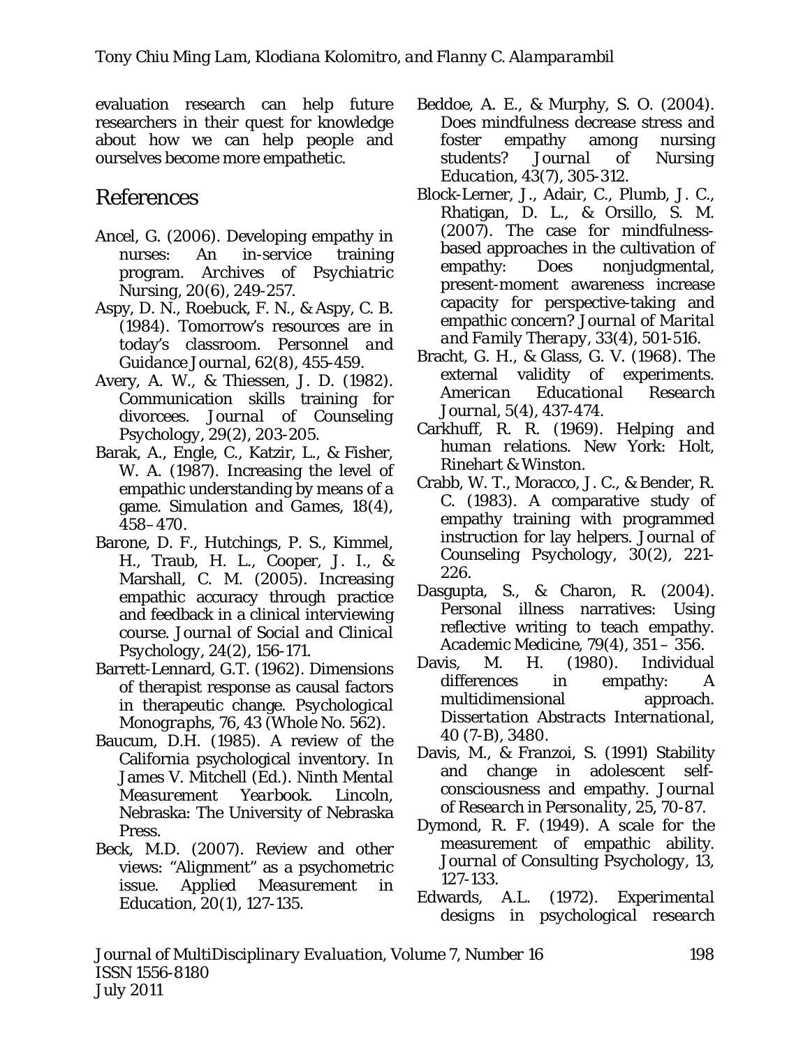evaluation research can help future researchers in their quest for knowledge about how we can help people and ourselves become more empathetic.

## References

Ancel, G. (2006). Developing empathy in nurses: An in-service training program. *Archives of Psychiatric Nursing, 20*(6), 249-257.

Aspy, D. N., Roebuck, F. N., & Aspy, C. B. (1984). Tomorrow's resources are in today's classroom. *Personnel and Guidance Journal, 62*(8), 455-459.

Avery, A. W., & Thiessen, J. D. (1982). Communication skills training for divorcees. *Journal of Counseling Psychology, 29*(2), 203-205.

Barak, A., Engle, C., Katzir, L., & Fisher, W. A. (1987). Increasing the level of empathic understanding by means of a game. *Simulation and Games, 18*(4), 458–470.

Barone, D. F., Hutchings, P. S., Kimmel, H., Traub, H. L., Cooper, J. I., & Marshall, C. M. (2005). Increasing empathic accuracy through practice and feedback in a clinical interviewing course. *Journal of Social and Clinical Psychology, 24*(2), 156-171.

Barrett-Lennard, G.T. (1962). Dimensions of therapist response as causal factors in therapeutic change. *Psychological Monographs, 76*, 43 (Whole No. 562).

Baucum, D.H. (1985). A review of the California psychological inventory. In James V. Mitchell (Ed.). *Ninth Mental Measurement Yearbook*. Lincoln, Nebraska: The University of Nebraska Press.

Beck, M.D. (2007). Review and other views: "Alignment" as a psychometric issue. *Applied Measurement in Education, 20*(1), 127-135.

Beddoe, A. E., & Murphy, S. O. (2004). Does mindfulness decrease stress and foster empathy among nursing students? *Journal of Nursing Education, 43*(7), 305-312.

Block-Lerner, J., Adair, C., Plumb, J. C., Rhatigan, D. L., & Orsillo, S. M. (2007). The case for mindfulness-based approaches in the cultivation of empathy: Does nonjudgmental, present-moment awareness increase capacity for perspective-taking and empathic concern? *Journal of Marital and Family Therapy, 33*(4), 501-516.

Bracht, G. H., & Glass, G. V. (1968). The external validity of experiments. *American Educational Research Journal, 5*(4), 437-474.

Carkhuff, R. R. (1969). *Helping and human relations*. New York: Holt, Rinehart & Winston.

Crabb, W. T., Moracco, J. C., & Bender, R. C. (1983). A comparative study of empathy training with programmed instruction for lay helpers. *Journal of Counseling Psychology, 30*(2), 221-226.

Dasgupta, S., & Charon, R. (2004). Personal illness narratives: Using reflective writing to teach empathy. *Academic Medicine, 79*(4), 351 – 356.

Davis, M. H. (1980). Individual differences in empathy: A multidimensional approach. *Dissertation Abstracts International, 40* (7-B), 3480.

Davis, M., & Franzoi, S. (1991) Stability and change in adolescent self-consciousness and empathy. *Journal of Research in Personality, 25*, 70-87.

Dymond, R. F. (1949). A scale for the measurement of empathic ability. *Journal of Consulting Psychology, 13*, 127-133.

Edwards, A.L. (1972). *Experimental designs in psychological research*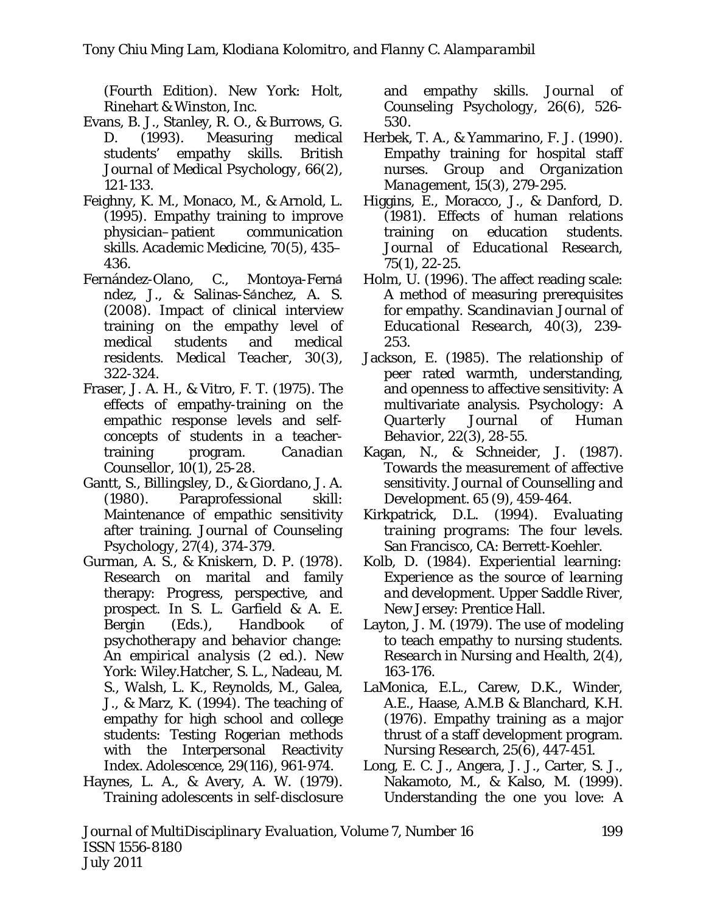(Fourth Edition). New York: Holt, Rinehart & Winston, Inc.

Evans, B. J., Stanley, R. O., & Burrows, G. D. (1993). Measuring medical students' empathy skills. *British Journal of Medical Psychology*, *66*(2), 121-133.

Feighny, K. M., Monaco, M., & Arnold, L. (1995). Empathy training to improve physician–patient communication skills. *Academic Medicine*, *70*(5), 435–436.

Fernández-Olano, C., Montoya-Fernández, J., & Salinas-Sánchez, A. S. (2008). Impact of clinical interview training on the empathy level of medical students and medical residents. *Medical Teacher*, *30*(3), 322-324.

Fraser, J. A. H., & Vitro, F. T. (1975). The effects of empathy-training on the empathic response levels and self-concepts of students in a teacher-training program. *Canadian Counsellor*, *10*(1), 25-28.

Gantt, S., Billingsley, D., & Giordano, J. A. (1980). Paraprofessional skill: Maintenance of empathic sensitivity after training. *Journal of Counseling Psychology*, *27*(4), 374-379.

Gurman, A. S., & Kniskern, D. P. (1978). Research on marital and family therapy: Progress, perspective, and prospect. In S. L. Garfield & A. E. Bergin (Eds.), *Handbook of psychotherapy and behavior change: An empirical analysis* (2 ed.). New York: Wiley.Hatcher, S. L., Nadeau, M. S., Walsh, L. K., Reynolds, M., Galea, J., & Marz, K. (1994). The teaching of empathy for high school and college students: Testing Rogerian methods with the Interpersonal Reactivity Index. Adolescence, 29(116), 961-974.

Haynes, L. A., & Avery, A. W. (1979). Training adolescents in self-disclosure and empathy skills. *Journal of Counseling Psychology*, *26*(6), 526-530.

Herbek, T. A., & Yammarino, F. J. (1990). Empathy training for hospital staff nurses. *Group and Organization Management*, *15*(3), 279-295.

Higgins, E., Moracco, J., & Danford, D. (1981). Effects of human relations training on education students. *Journal of Educational Research*, *75*(1), 22-25.

Holm, U. (1996). The affect reading scale: A method of measuring prerequisites for empathy. *Scandinavian Journal of Educational Research*, *40*(3), 239-253.

Jackson, E. (1985). The relationship of peer rated warmth, understanding, and openness to affective sensitivity: A multivariate analysis. *Psychology: A Quarterly Journal of Human Behavior*, *22*(3), 28-55.

Kagan, N., & Schneider, J. (1987). Towards the measurement of affective sensitivity. *Journal of Counselling and Development*. 65 (9), 459-464.

Kirkpatrick, D.L. (1994). *Evaluating training programs: The four levels.* San Francisco, CA: Berrett-Koehler.

Kolb, D. (1984). *Experiential learning: Experience as the source of learning and development.* Upper Saddle River, New Jersey: Prentice Hall.

Layton, J. M. (1979). The use of modeling to teach empathy to nursing students. *Research in Nursing and Health*, *2*(4), 163-176.

LaMonica, E.L., Carew, D.K., Winder, A.E., Haase, A.M.B & Blanchard, K.H. (1976). Empathy training as a major thrust of a staff development program. *Nursing Research*, *25*(6), 447-451.

Long, E. C. J., Angera, J. J., Carter, S. J., Nakamoto, M., & Kalso, M. (1999). Understanding the one you love: A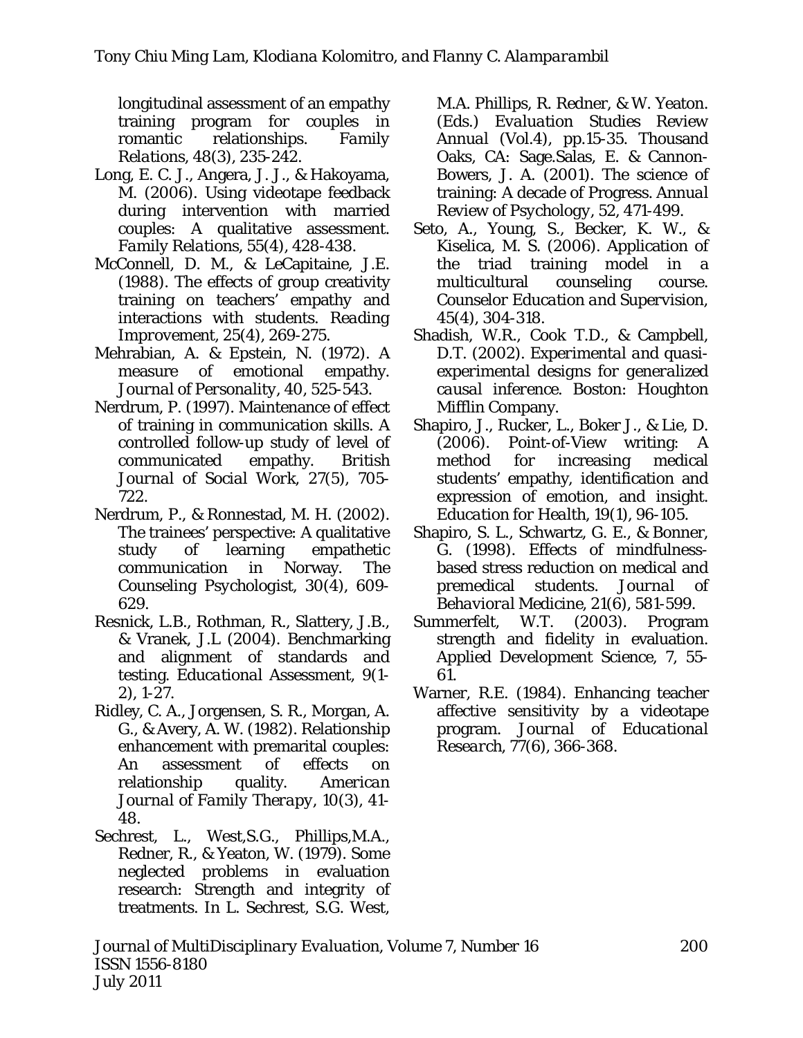longitudinal assessment of an empathy training program for couples in romantic relationships. *Family Relations*, 48(3), 235-242.

Long, E. C. J., Angera, J. J., & Hakoyama, M. (2006). Using videotape feedback during intervention with married couples: A qualitative assessment. *Family Relations*, 55(4), 428-438.

McConnell, D. M., & LeCapitaine, J.E. (1988). The effects of group creativity training on teachers' empathy and interactions with students. *Reading Improvement*, 25(4), 269-275.

Mehrabian, A. & Epstein, N. (1972). A measure of emotional empathy. *Journal of Personality*, 40, 525-543.

Nerdrum, P. (1997). Maintenance of effect of training in communication skills. A controlled follow-up study of level of communicated empathy. *British Journal of Social Work*, 27(5), 705-722.

Nerdrum, P., & Ronnestad, M. H. (2002). The trainees' perspective: A qualitative study of learning empathetic communication in Norway. The Counseling Psychologist, 30(4), 609-629.

Resnick, L.B., Rothman, R., Slattery, J.B., & Vranek, J.L (2004). Benchmarking and alignment of standards and testing. *Educational Assessment*, 9(1-2), 1-27.

Ridley, C. A., Jorgensen, S. R., Morgan, A. G., & Avery, A. W. (1982). Relationship enhancement with premarital couples: An assessment of effects on relationship quality. *American Journal of Family Therapy*, 10(3), 41-48.

Sechrest, L., West,S.G., Phillips,M.A., Redner, R., & Yeaton, W. (1979). Some neglected problems in evaluation research: Strength and integrity of treatments. In L. Sechrest, S.G. West, M.A. Phillips, R. Redner, & W. Yeaton. (Eds.) *Evaluation Studies Review Annual* (Vol.4), pp.15-35. Thousand Oaks, CA: Sage.Salas, E. & Cannon-Bowers, J. A. (2001). The science of training: A decade of Progress. *Annual Review of Psychology*, 52, 471-499.

Seto, A., Young, S., Becker, K. W., & Kiselica, M. S. (2006). Application of the triad training model in a multicultural counseling course. *Counselor Education and Supervision*, 45(4), 304-318.

Shadish, W.R., Cook T.D., & Campbell, D.T. (2002). *Experimental and quasi-experimental designs for generalized causal inference*. Boston: Houghton Mifflin Company.

Shapiro, J., Rucker, L., Boker J., & Lie, D. (2006). Point-of-View writing: A method for increasing medical students' empathy, identification and expression of emotion, and insight. *Education for Health*, 19(1), 96-105.

Shapiro, S. L., Schwartz, G. E., & Bonner, G. (1998). Effects of mindfulness-based stress reduction on medical and premedical students. *Journal of Behavioral Medicine*, 21(6), 581-599.

Summerfelt, W.T. (2003). Program strength and fidelity in evaluation. Applied Development Science, 7, 55-61.

Warner, R.E. (1984). Enhancing teacher affective sensitivity by a videotape program. *Journal of Educational Research*, 77(6), 366-368.